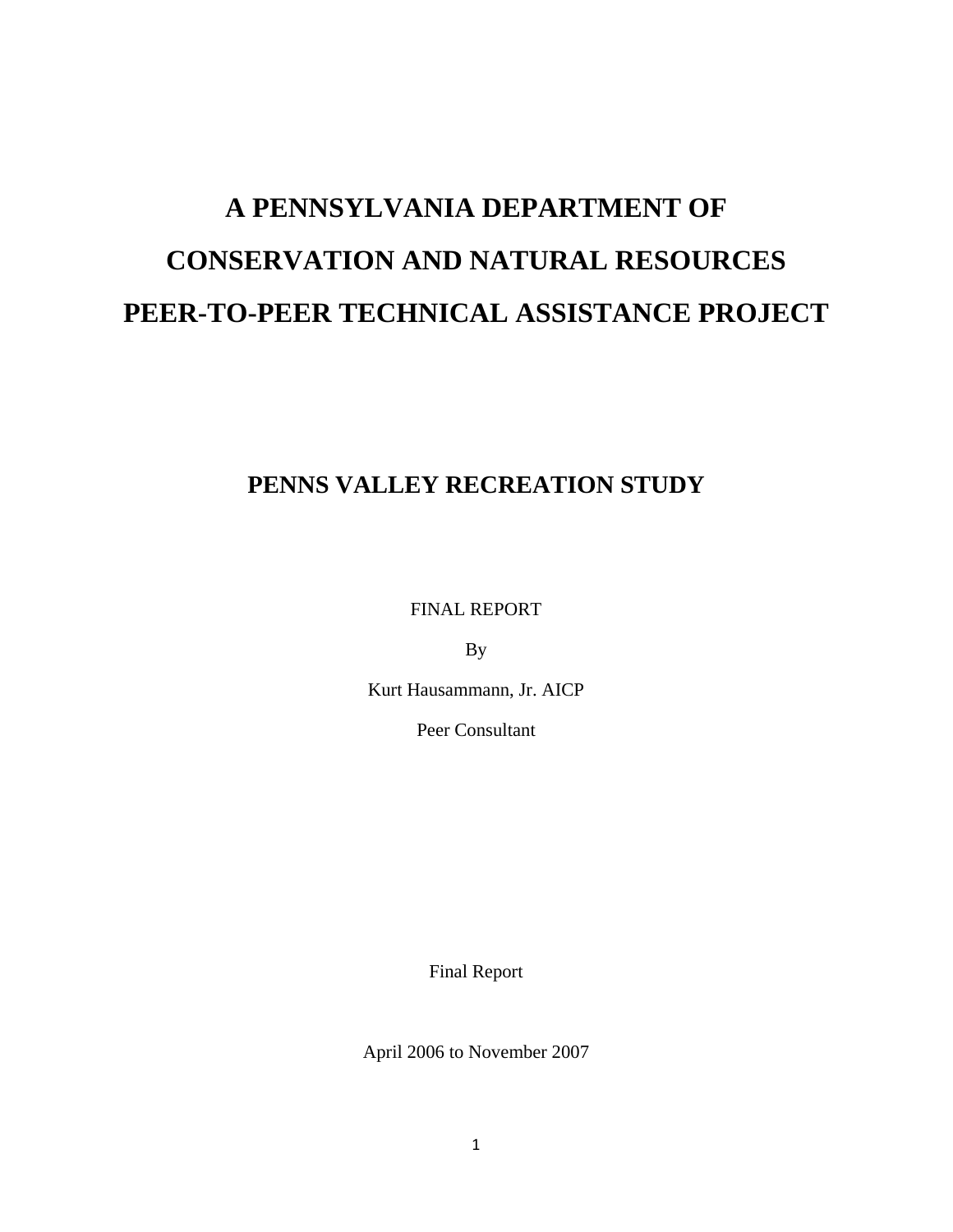# A PENNSYLVANIA DEPARTMENT OF CONSERVATION AND NATURAL RESOURCES PEER-TO-PEER TECHNICAL ASSISTANCE PROJECT

## PENNS VALLEY RECREATION STUDY

FINAL REPORT

By

Kurt Hausammann, Jr. AICP

Peer Consultant

Final Report

April 2006 to November 2007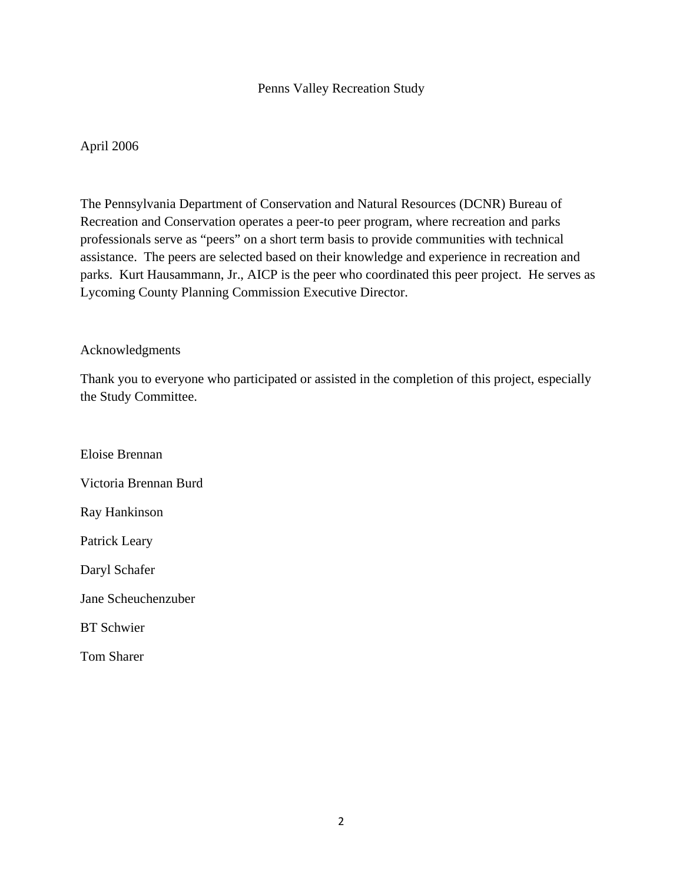# Penns Valley Recreation Study

April 2006

The Pennsylvania Department of Conservation and Natural Resources (DCNR) Bureau of Recreation and Conservation operates a peer-to peer program, where recreation and parks professionals serve as "peers" on a short term basis to provide communities with technical assistance. The peers are selected based on their knowledge and experience in recreation and parks. Kurt Hausammann, Jr., AICP is the peer who coordinated this peer project. He serves as Lycoming County Planning Commission Executive Director.

## Acknowledgments

Thank you to everyone who participated or assisted in the completion of this project, especially the Study Committee.

Eloise Brennan

Victoria Brennan Burd

Ray Hankinson

Patrick Leary

Daryl Schafer

Jane Scheuchenzuber

BT Schwier

Tom Sharer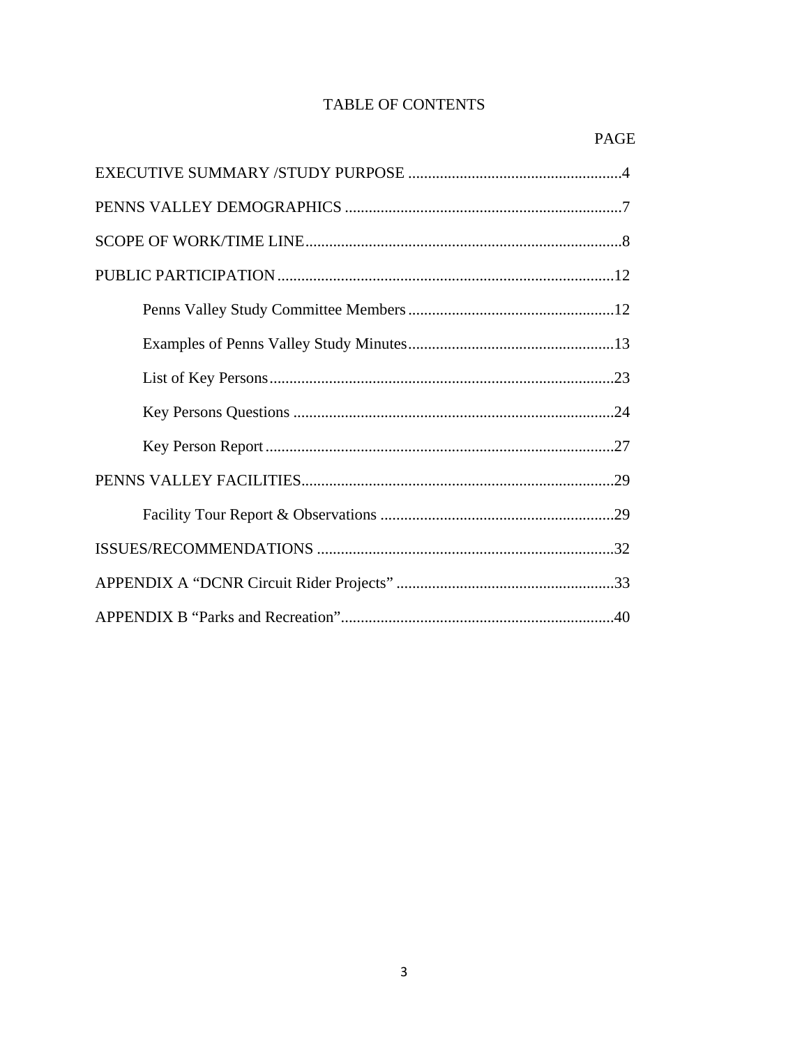# TABLE OF CONTENTS

| | PAGE |
|---|---|
| EXECUTIVE SUMMARY /STUDY PURPOSE | 4 |
| PENNS VALLEY DEMOGRAPHICS | 7 |
| SCOPE OF WORK/TIME LINE | 8 |
| PUBLIC PARTICIPATION | 12 |
| Penns Valley Study Committee Members | 12 |
| Examples of Penns Valley Study Minutes | 13 |
| List of Key Persons | 23 |
| Key Persons Questions | 24 |
| Key Person Report | 27 |
| PENNS VALLEY FACILITIES | 29 |
| Facility Tour Report & Observations | 29 |
| ISSUES/RECOMMENDATIONS | 32 |
| APPENDIX A "DCNR Circuit Rider Projects" | 33 |
| APPENDIX B "Parks and Recreation" | 40 |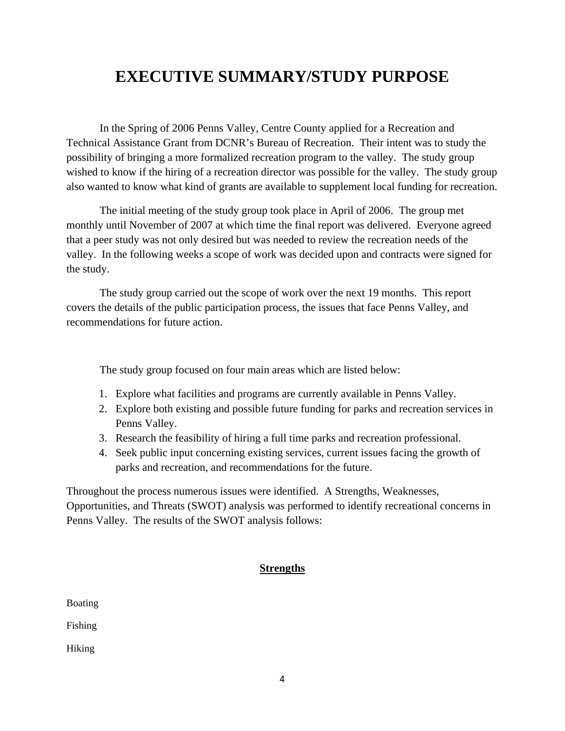# EXECUTIVE SUMMARY/STUDY PURPOSE

In the Spring of 2006 Penns Valley, Centre County applied for a Recreation and Technical Assistance Grant from DCNR's Bureau of Recreation. Their intent was to study the possibility of bringing a more formalized recreation program to the valley. The study group wished to know if the hiring of a recreation director was possible for the valley. The study group also wanted to know what kind of grants are available to supplement local funding for recreation.

The initial meeting of the study group took place in April of 2006. The group met monthly until November of 2007 at which time the final report was delivered. Everyone agreed that a peer study was not only desired but was needed to review the recreation needs of the valley. In the following weeks a scope of work was decided upon and contracts were signed for the study.

The study group carried out the scope of work over the next 19 months. This report covers the details of the public participation process, the issues that face Penns Valley, and recommendations for future action.

The study group focused on four main areas which are listed below:

1. Explore what facilities and programs are currently available in Penns Valley.
2. Explore both existing and possible future funding for parks and recreation services in Penns Valley.
3. Research the feasibility of hiring a full time parks and recreation professional.
4. Seek public input concerning existing services, current issues facing the growth of parks and recreation, and recommendations for the future.

Throughout the process numerous issues were identified. A Strengths, Weaknesses, Opportunities, and Threats (SWOT) analysis was performed to identify recreational concerns in Penns Valley. The results of the SWOT analysis follows:

**Strengths**

Boating

Fishing

Hiking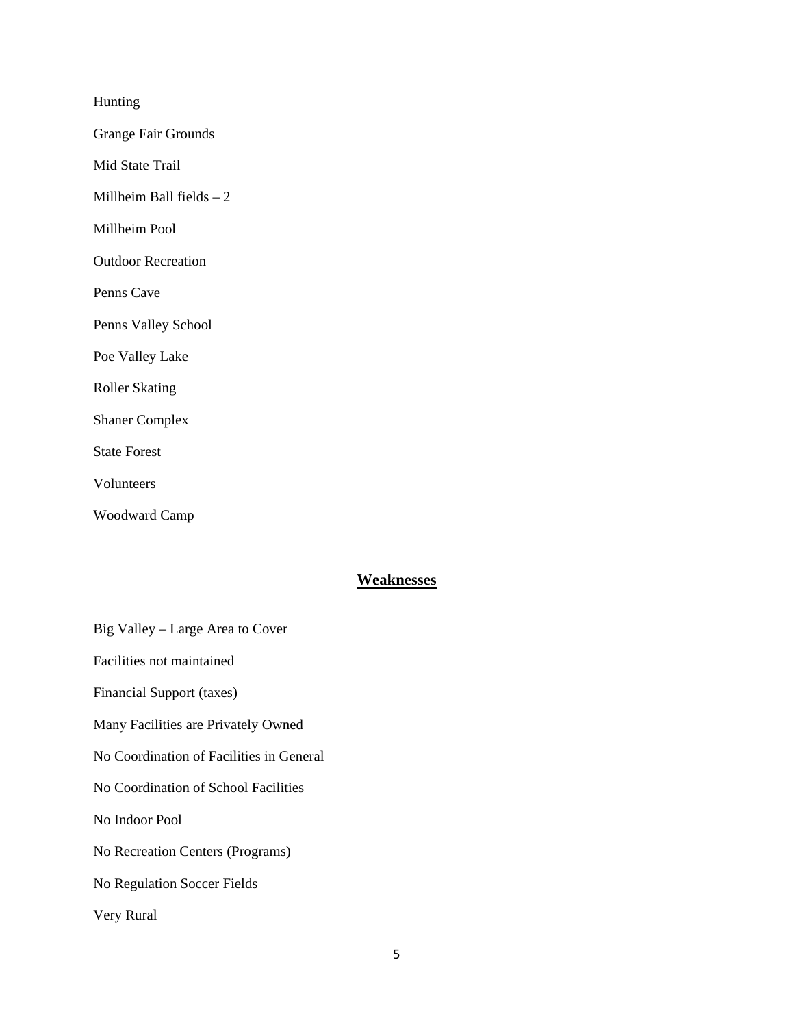Hunting

Grange Fair Grounds

Mid State Trail

Millheim Ball fields – 2

Millheim Pool

Outdoor Recreation

Penns Cave

Penns Valley School

Poe Valley Lake

Roller Skating

Shaner Complex

State Forest

Volunteers

Woodward Camp

## **Weaknesses**

Big Valley – Large Area to Cover

Facilities not maintained

Financial Support (taxes)

Many Facilities are Privately Owned

No Coordination of Facilities in General

No Coordination of School Facilities

No Indoor Pool

No Recreation Centers (Programs)

No Regulation Soccer Fields

Very Rural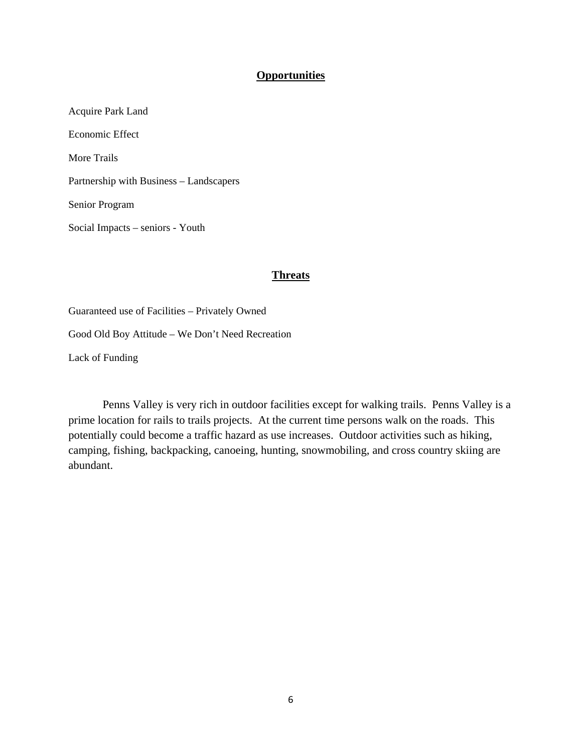## Opportunities

Acquire Park Land

Economic Effect

More Trails

Partnership with Business – Landscapers

Senior Program

Social Impacts – seniors - Youth

## Threats

Guaranteed use of Facilities – Privately Owned

Good Old Boy Attitude – We Don't Need Recreation

Lack of Funding

Penns Valley is very rich in outdoor facilities except for walking trails. Penns Valley is a prime location for rails to trails projects. At the current time persons walk on the roads. This potentially could become a traffic hazard as use increases. Outdoor activities such as hiking, camping, fishing, backpacking, canoeing, hunting, snowmobiling, and cross country skiing are abundant.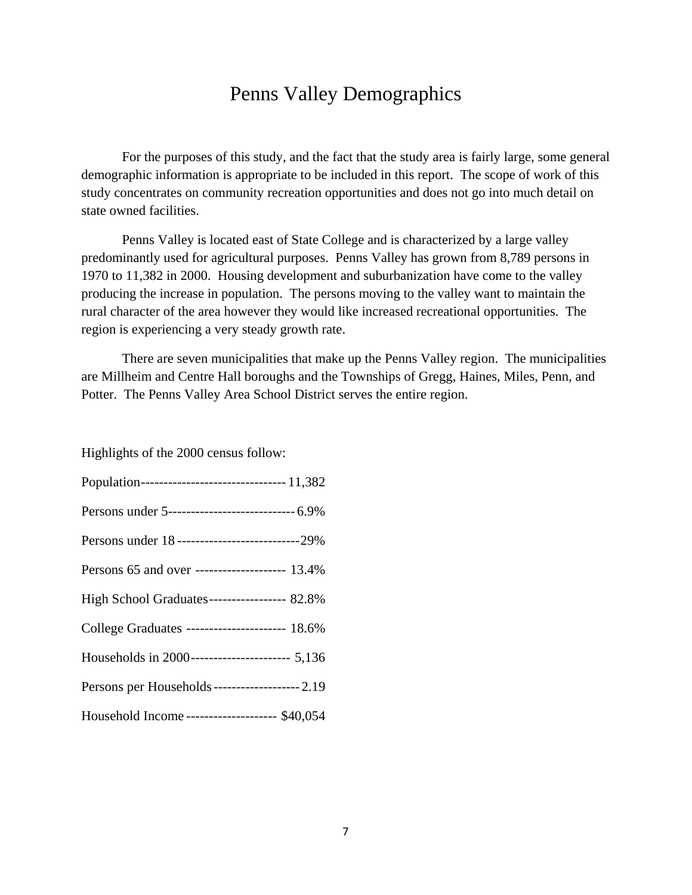# Penns Valley Demographics

For the purposes of this study, and the fact that the study area is fairly large, some general demographic information is appropriate to be included in this report. The scope of work of this study concentrates on community recreation opportunities and does not go into much detail on state owned facilities.

Penns Valley is located east of State College and is characterized by a large valley predominantly used for agricultural purposes. Penns Valley has grown from 8,789 persons in 1970 to 11,382 in 2000. Housing development and suburbanization have come to the valley producing the increase in population. The persons moving to the valley want to maintain the rural character of the area however they would like increased recreational opportunities. The region is experiencing a very steady growth rate.

There are seven municipalities that make up the Penns Valley region. The municipalities are Millheim and Centre Hall boroughs and the Townships of Gregg, Haines, Miles, Penn, and Potter. The Penns Valley Area School District serves the entire region.

Highlights of the 2000 census follow:

Population-------------------------------- 11,382

Persons under 5---------------------------- 6.9%

Persons under 18 ---------------------------29%

Persons 65 and over -------------------- 13.4%

High School Graduates----------------- 82.8%

College Graduates ---------------------- 18.6%

Households in 2000---------------------- 5,136

Persons per Households------------------- 2.19

Household Income -------------------- $40,054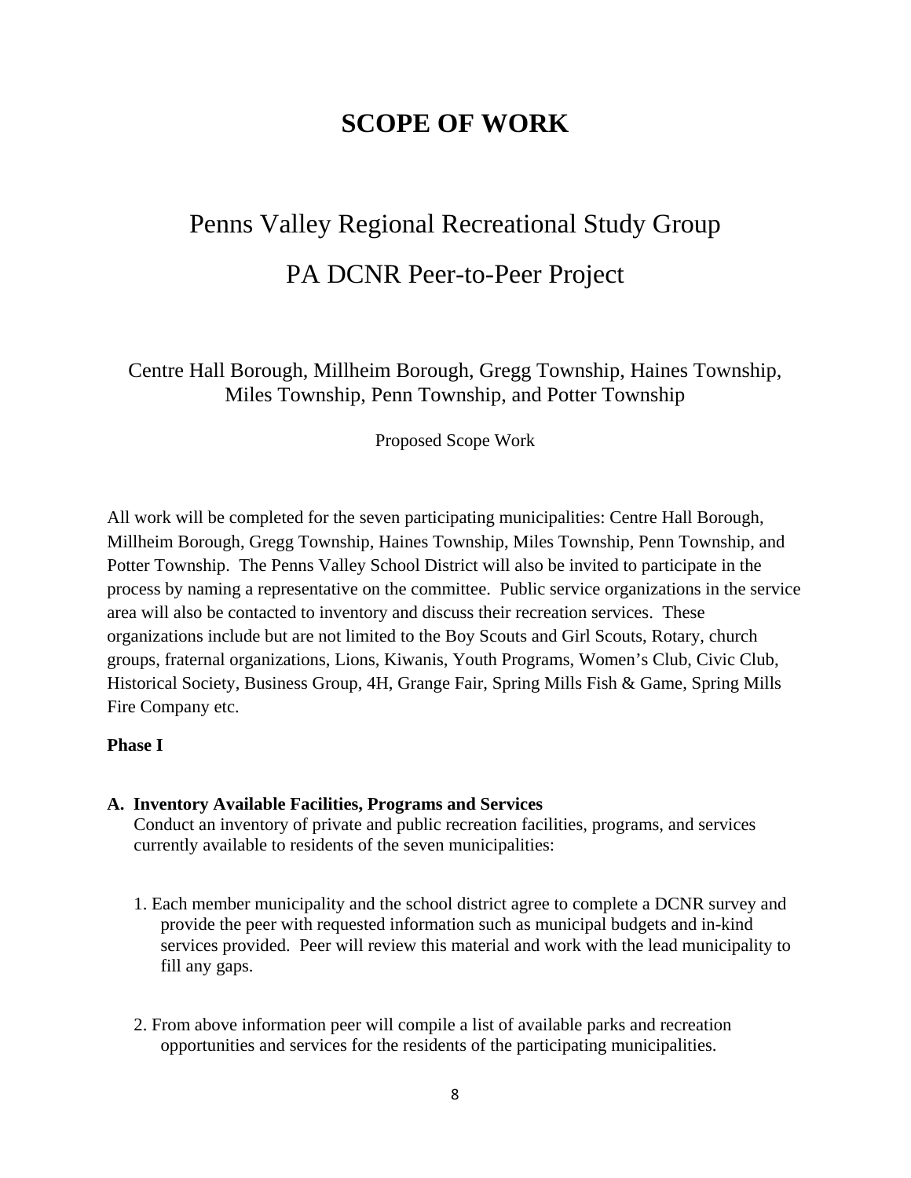# SCOPE OF WORK

## Penns Valley Regional Recreational Study Group

## PA DCNR Peer-to-Peer Project

Centre Hall Borough, Millheim Borough, Gregg Township, Haines Township, Miles Township, Penn Township, and Potter Township

Proposed Scope Work

All work will be completed for the seven participating municipalities: Centre Hall Borough, Millheim Borough, Gregg Township, Haines Township, Miles Township, Penn Township, and Potter Township. The Penns Valley School District will also be invited to participate in the process by naming a representative on the committee. Public service organizations in the service area will also be contacted to inventory and discuss their recreation services. These organizations include but are not limited to the Boy Scouts and Girl Scouts, Rotary, church groups, fraternal organizations, Lions, Kiwanis, Youth Programs, Women's Club, Civic Club, Historical Society, Business Group, 4H, Grange Fair, Spring Mills Fish & Game, Spring Mills Fire Company etc.

**Phase I**

**A. Inventory Available Facilities, Programs and Services**
Conduct an inventory of private and public recreation facilities, programs, and services currently available to residents of the seven municipalities:

1. Each member municipality and the school district agree to complete a DCNR survey and provide the peer with requested information such as municipal budgets and in-kind services provided. Peer will review this material and work with the lead municipality to fill any gaps.

2. From above information peer will compile a list of available parks and recreation opportunities and services for the residents of the participating municipalities.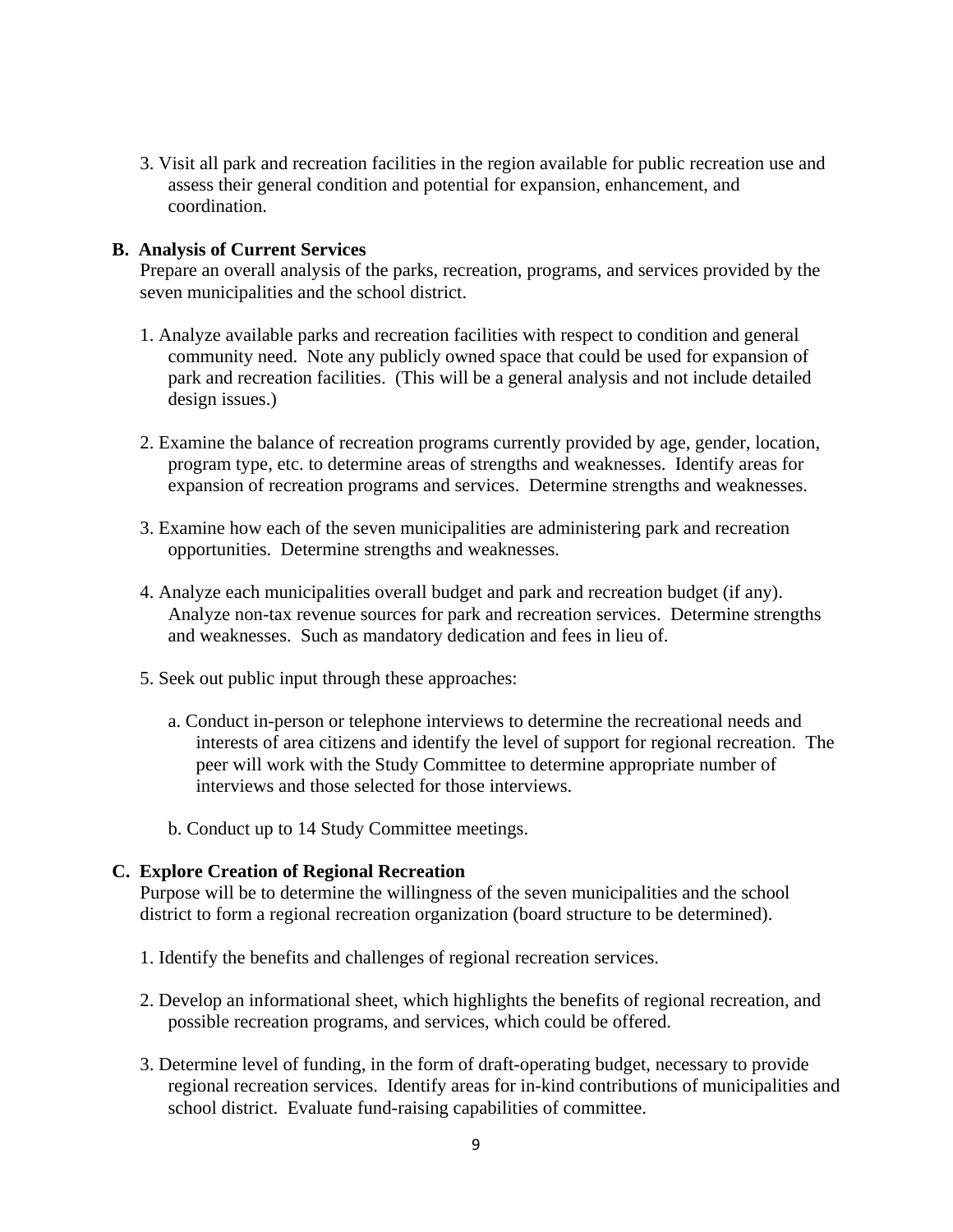3. Visit all park and recreation facilities in the region available for public recreation use and assess their general condition and potential for expansion, enhancement, and coordination.

**B. Analysis of Current Services**

Prepare an overall analysis of the parks, recreation, programs, and services provided by the seven municipalities and the school district.

1. Analyze available parks and recreation facilities with respect to condition and general community need. Note any publicly owned space that could be used for expansion of park and recreation facilities. (This will be a general analysis and not include detailed design issues.)

2. Examine the balance of recreation programs currently provided by age, gender, location, program type, etc. to determine areas of strengths and weaknesses. Identify areas for expansion of recreation programs and services. Determine strengths and weaknesses.

3. Examine how each of the seven municipalities are administering park and recreation opportunities. Determine strengths and weaknesses.

4. Analyze each municipalities overall budget and park and recreation budget (if any). Analyze non-tax revenue sources for park and recreation services. Determine strengths and weaknesses. Such as mandatory dedication and fees in lieu of.

5. Seek out public input through these approaches:

   a. Conduct in-person or telephone interviews to determine the recreational needs and interests of area citizens and identify the level of support for regional recreation. The peer will work with the Study Committee to determine appropriate number of interviews and those selected for those interviews.

   b. Conduct up to 14 Study Committee meetings.

**C. Explore Creation of Regional Recreation**

Purpose will be to determine the willingness of the seven municipalities and the school district to form a regional recreation organization (board structure to be determined).

1. Identify the benefits and challenges of regional recreation services.

2. Develop an informational sheet, which highlights the benefits of regional recreation, and possible recreation programs, and services, which could be offered.

3. Determine level of funding, in the form of draft-operating budget, necessary to provide regional recreation services. Identify areas for in-kind contributions of municipalities and school district. Evaluate fund-raising capabilities of committee.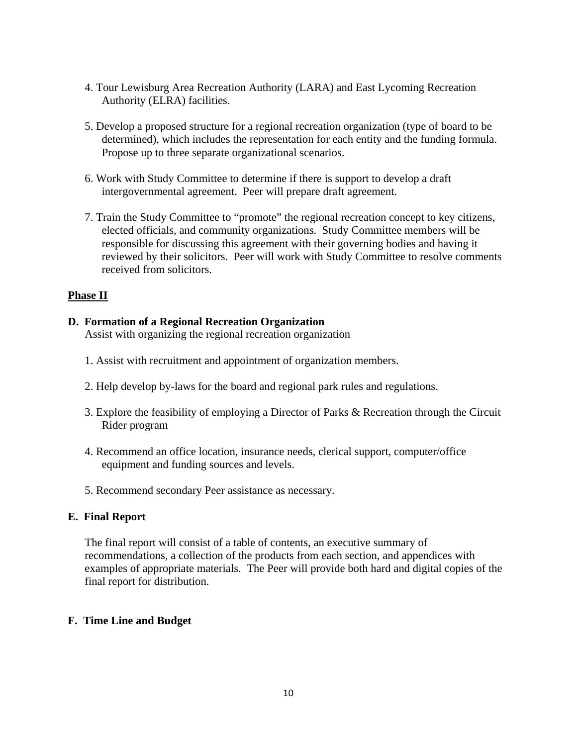4. Tour Lewisburg Area Recreation Authority (LARA) and East Lycoming Recreation Authority (ELRA) facilities.

5. Develop a proposed structure for a regional recreation organization (type of board to be determined), which includes the representation for each entity and the funding formula. Propose up to three separate organizational scenarios.

6. Work with Study Committee to determine if there is support to develop a draft intergovernmental agreement. Peer will prepare draft agreement.

7. Train the Study Committee to "promote" the regional recreation concept to key citizens, elected officials, and community organizations. Study Committee members will be responsible for discussing this agreement with their governing bodies and having it reviewed by their solicitors. Peer will work with Study Committee to resolve comments received from solicitors.

## Phase II

### D. Formation of a Regional Recreation Organization

Assist with organizing the regional recreation organization

1. Assist with recruitment and appointment of organization members.

2. Help develop by-laws for the board and regional park rules and regulations.

3. Explore the feasibility of employing a Director of Parks & Recreation through the Circuit Rider program

4. Recommend an office location, insurance needs, clerical support, computer/office equipment and funding sources and levels.

5. Recommend secondary Peer assistance as necessary.

### E. Final Report

The final report will consist of a table of contents, an executive summary of recommendations, a collection of the products from each section, and appendices with examples of appropriate materials. The Peer will provide both hard and digital copies of the final report for distribution.

### F. Time Line and Budget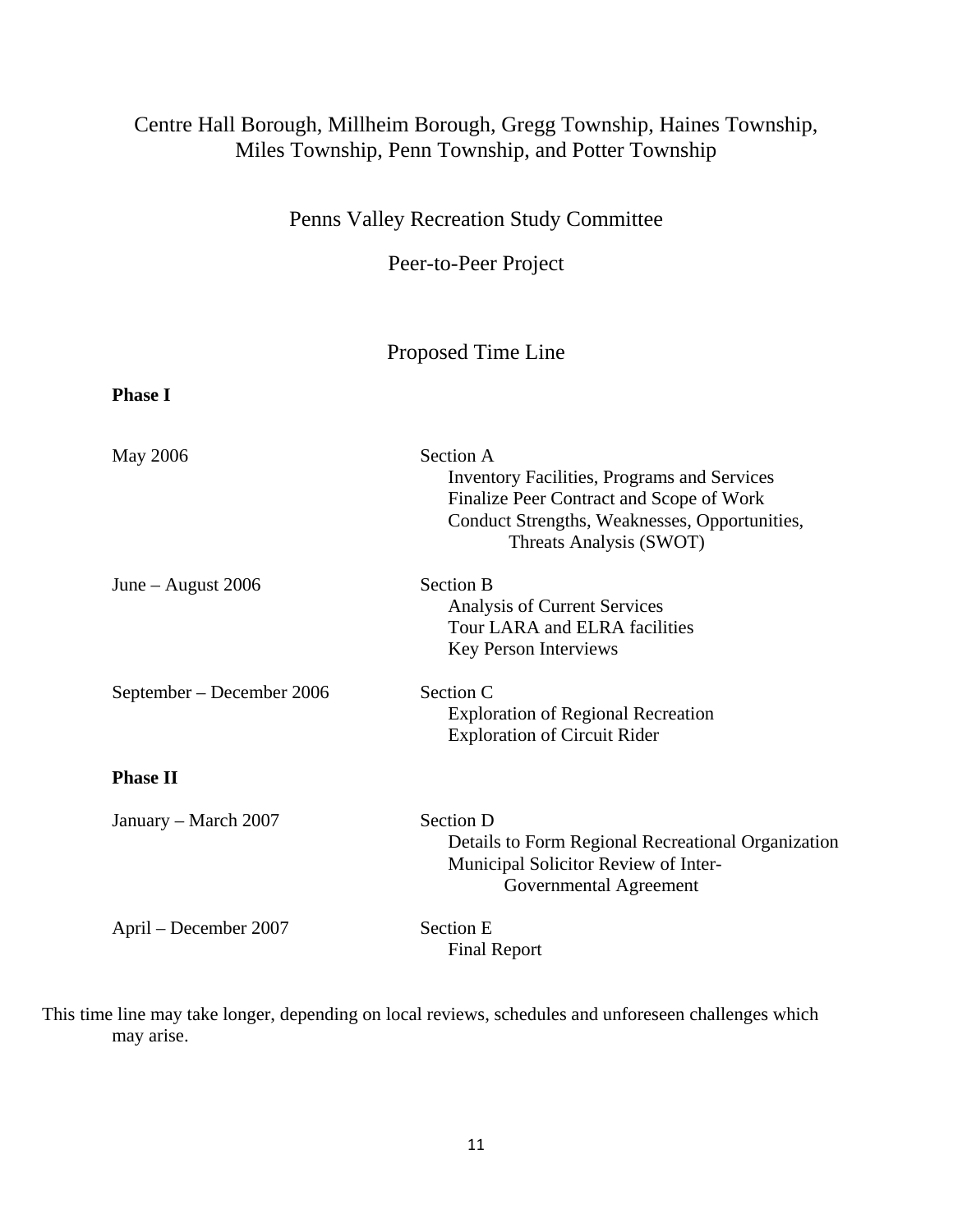Centre Hall Borough, Millheim Borough, Gregg Township, Haines Township, Miles Township, Penn Township, and Potter Township

Penns Valley Recreation Study Committee

Peer-to-Peer Project

## Proposed Time Line

**Phase I**

| | |
|---|---|
| May 2006 | Section A<br>Inventory Facilities, Programs and Services<br>Finalize Peer Contract and Scope of Work<br>Conduct Strengths, Weaknesses, Opportunities, Threats Analysis (SWOT) |
| June – August 2006 | Section B<br>Analysis of Current Services<br>Tour LARA and ELRA facilities<br>Key Person Interviews |
| September – December 2006 | Section C<br>Exploration of Regional Recreation<br>Exploration of Circuit Rider |

**Phase II**

| | |
|---|---|
| January – March 2007 | Section D<br>Details to Form Regional Recreational Organization<br>Municipal Solicitor Review of Inter-Governmental Agreement |
| April – December 2007 | Section E<br>Final Report |

This time line may take longer, depending on local reviews, schedules and unforeseen challenges which may arise.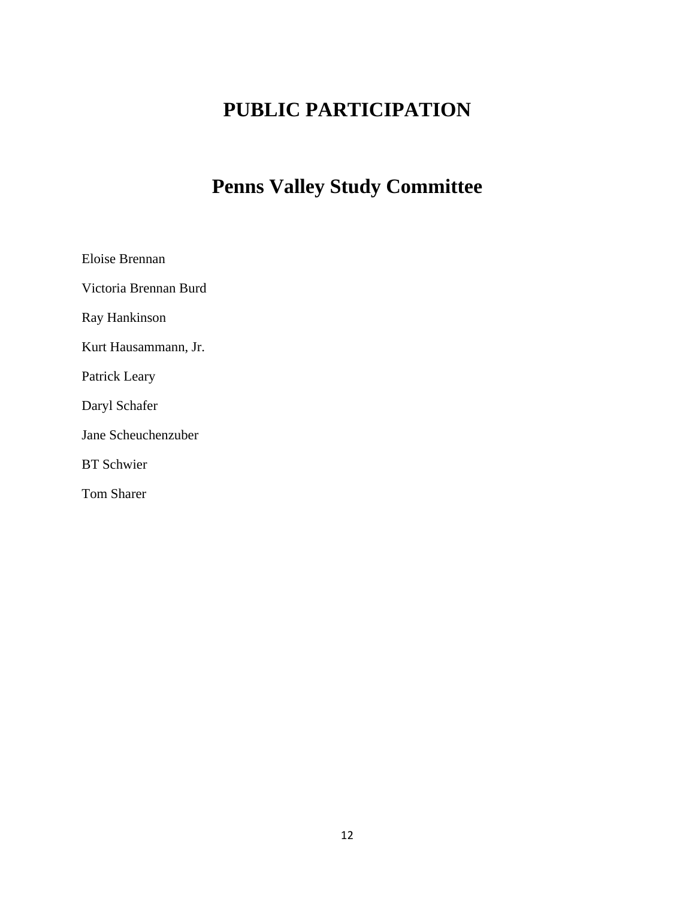# PUBLIC PARTICIPATION

## Penns Valley Study Committee

Eloise Brennan

Victoria Brennan Burd

Ray Hankinson

Kurt Hausammann, Jr.

Patrick Leary

Daryl Schafer

Jane Scheuchenzuber

BT Schwier

Tom Sharer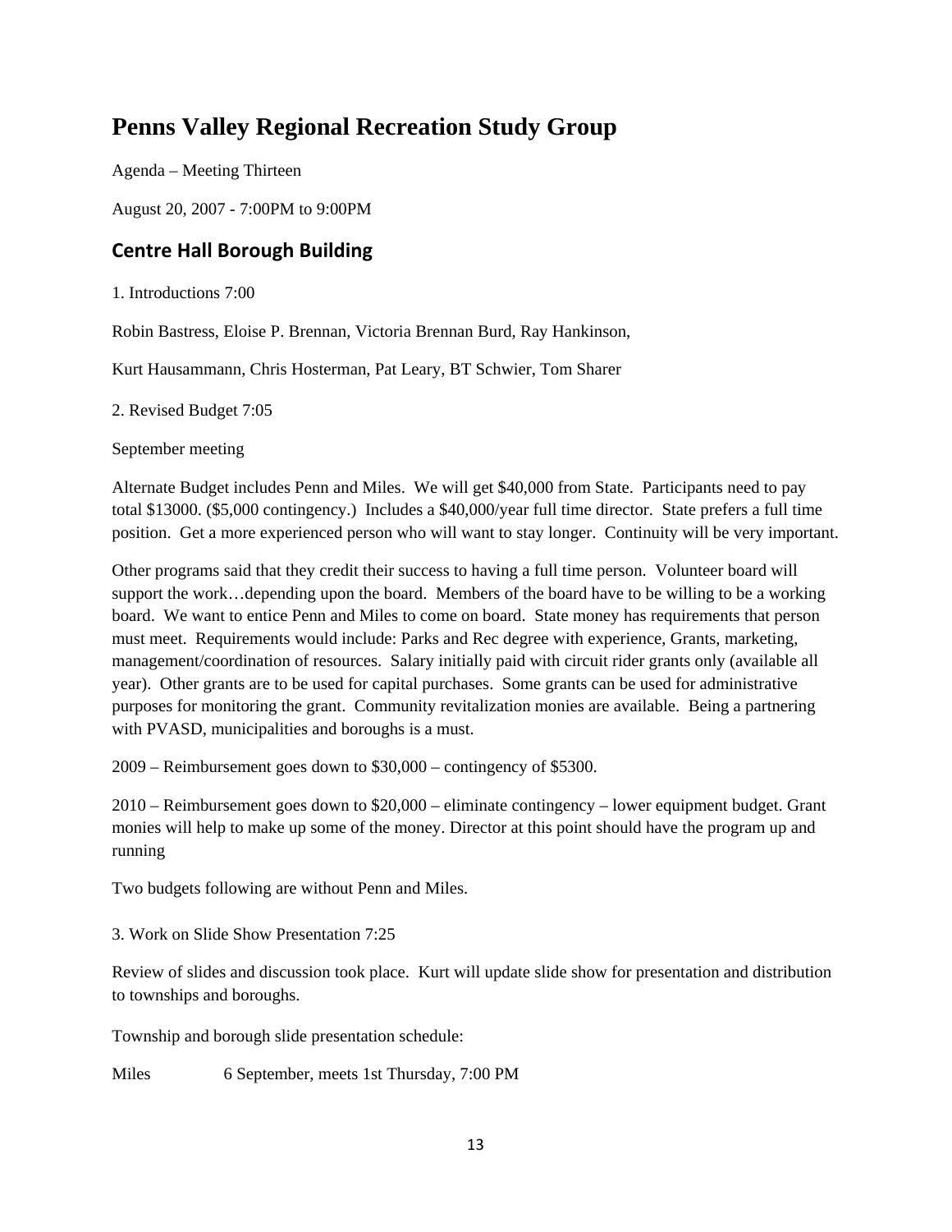# Penns Valley Regional Recreation Study Group

Agenda – Meeting Thirteen

August 20, 2007 - 7:00PM to 9:00PM

## Centre Hall Borough Building

1. Introductions 7:00

Robin Bastress, Eloise P. Brennan, Victoria Brennan Burd, Ray Hankinson,

Kurt Hausammann, Chris Hosterman, Pat Leary, BT Schwier, Tom Sharer

2. Revised Budget 7:05

September meeting

Alternate Budget includes Penn and Miles. We will get $40,000 from State. Participants need to pay total $13000. ($5,000 contingency.) Includes a $40,000/year full time director. State prefers a full time position. Get a more experienced person who will want to stay longer. Continuity will be very important.

Other programs said that they credit their success to having a full time person. Volunteer board will support the work…depending upon the board. Members of the board have to be willing to be a working board. We want to entice Penn and Miles to come on board. State money has requirements that person must meet. Requirements would include: Parks and Rec degree with experience, Grants, marketing, management/coordination of resources. Salary initially paid with circuit rider grants only (available all year). Other grants are to be used for capital purchases. Some grants can be used for administrative purposes for monitoring the grant. Community revitalization monies are available. Being a partnering with PVASD, municipalities and boroughs is a must.

2009 – Reimbursement goes down to $30,000 – contingency of $5300.

2010 – Reimbursement goes down to $20,000 – eliminate contingency – lower equipment budget. Grant monies will help to make up some of the money. Director at this point should have the program up and running

Two budgets following are without Penn and Miles.

3. Work on Slide Show Presentation 7:25

Review of slides and discussion took place. Kurt will update slide show for presentation and distribution to townships and boroughs.

Township and borough slide presentation schedule:

Miles 6 September, meets 1st Thursday, 7:00 PM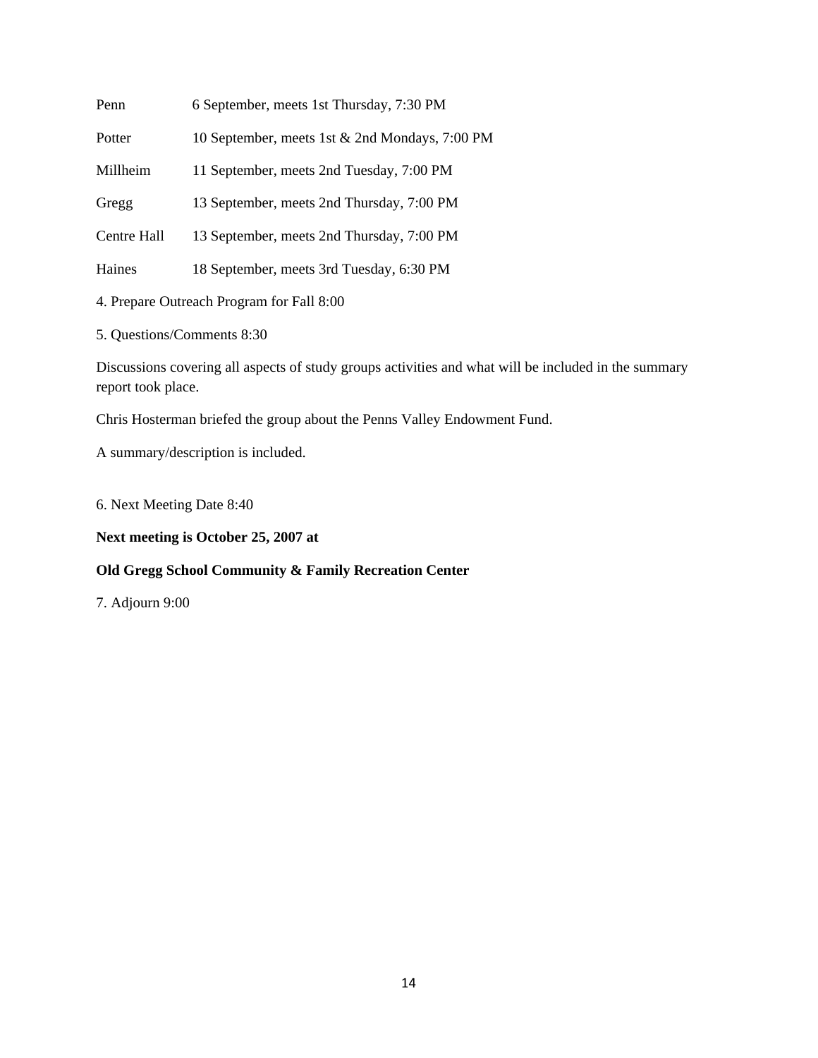| | |
|---|---|
| Penn | 6 September, meets 1st Thursday, 7:30 PM |
| Potter | 10 September, meets 1st & 2nd Mondays, 7:00 PM |
| Millheim | 11 September, meets 2nd Tuesday, 7:00 PM |
| Gregg | 13 September, meets 2nd Thursday, 7:00 PM |
| Centre Hall | 13 September, meets 2nd Thursday, 7:00 PM |
| Haines | 18 September, meets 3rd Tuesday, 6:30 PM |

4. Prepare Outreach Program for Fall 8:00

5. Questions/Comments 8:30

Discussions covering all aspects of study groups activities and what will be included in the summary report took place.

Chris Hosterman briefed the group about the Penns Valley Endowment Fund.

A summary/description is included.

6. Next Meeting Date 8:40

**Next meeting is October 25, 2007 at**

**Old Gregg School Community & Family Recreation Center**

7. Adjourn 9:00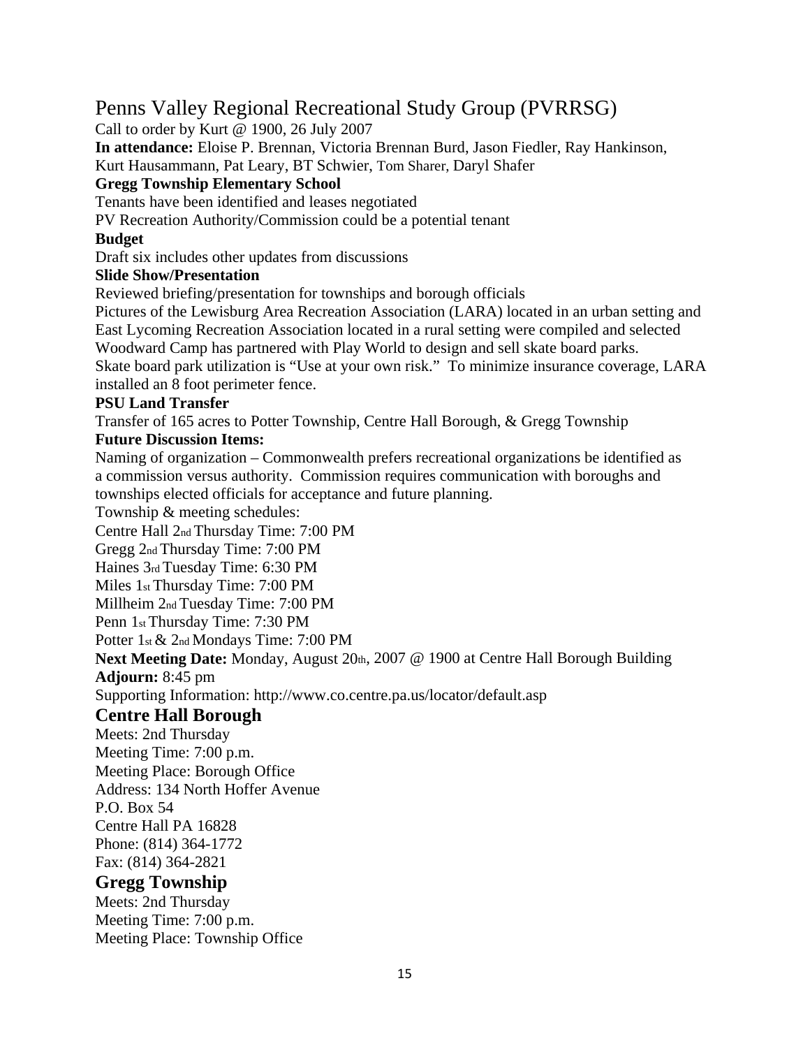# Penns Valley Regional Recreational Study Group (PVRRSG)

Call to order by Kurt @ 1900, 26 July 2007

**In attendance:** Eloise P. Brennan, Victoria Brennan Burd, Jason Fiedler, Ray Hankinson, Kurt Hausammann, Pat Leary, BT Schwier, Tom Sharer, Daryl Shafer

**Gregg Township Elementary School**

Tenants have been identified and leases negotiated

PV Recreation Authority/Commission could be a potential tenant

**Budget**

Draft six includes other updates from discussions

**Slide Show/Presentation**

Reviewed briefing/presentation for townships and borough officials

Pictures of the Lewisburg Area Recreation Association (LARA) located in an urban setting and East Lycoming Recreation Association located in a rural setting were compiled and selected

Woodward Camp has partnered with Play World to design and sell skate board parks.

Skate board park utilization is "Use at your own risk." To minimize insurance coverage, LARA installed an 8 foot perimeter fence.

**PSU Land Transfer**

Transfer of 165 acres to Potter Township, Centre Hall Borough, & Gregg Township

**Future Discussion Items:**

Naming of organization – Commonwealth prefers recreational organizations be identified as a commission versus authority. Commission requires communication with boroughs and townships elected officials for acceptance and future planning.

Township & meeting schedules:

Centre Hall 2nd Thursday Time: 7:00 PM

Gregg 2nd Thursday Time: 7:00 PM

Haines 3rd Tuesday Time: 6:30 PM

Miles 1st Thursday Time: 7:00 PM

Millheim 2nd Tuesday Time: 7:00 PM

Penn 1st Thursday Time: 7:30 PM

Potter 1st & 2nd Mondays Time: 7:00 PM

**Next Meeting Date:** Monday, August 20th, 2007 @ 1900 at Centre Hall Borough Building

**Adjourn:** 8:45 pm

Supporting Information: http://www.co.centre.pa.us/locator/default.asp

## Centre Hall Borough

Meets: 2nd Thursday
Meeting Time: 7:00 p.m.
Meeting Place: Borough Office
Address: 134 North Hoffer Avenue
P.O. Box 54
Centre Hall PA 16828
Phone: (814) 364-1772
Fax: (814) 364-2821

## Gregg Township

Meets: 2nd Thursday
Meeting Time: 7:00 p.m.
Meeting Place: Township Office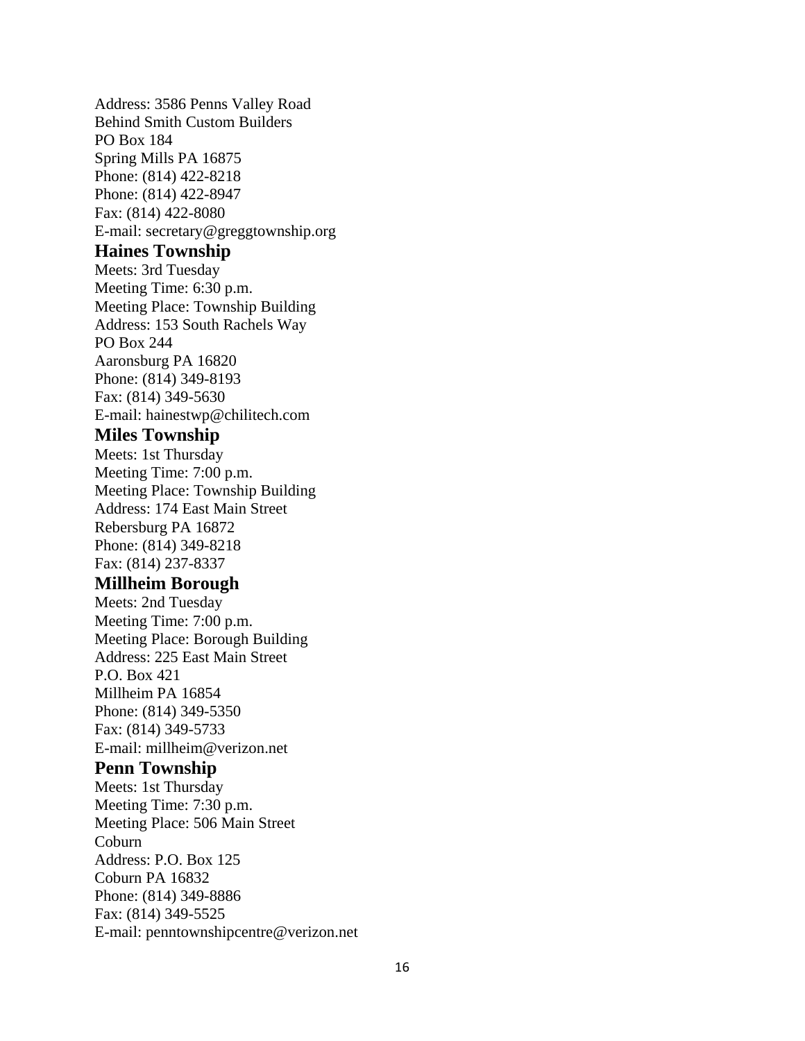Address: 3586 Penns Valley Road
Behind Smith Custom Builders
PO Box 184
Spring Mills PA 16875
Phone: (814) 422-8218
Phone: (814) 422-8947
Fax: (814) 422-8080
E-mail: secretary@greggtownship.org

### Haines Township

Meets: 3rd Tuesday
Meeting Time: 6:30 p.m.
Meeting Place: Township Building
Address: 153 South Rachels Way
PO Box 244
Aaronsburg PA 16820
Phone: (814) 349-8193
Fax: (814) 349-5630
E-mail: hainestwp@chilitech.com

### Miles Township

Meets: 1st Thursday
Meeting Time: 7:00 p.m.
Meeting Place: Township Building
Address: 174 East Main Street
Rebersburg PA 16872
Phone: (814) 349-8218
Fax: (814) 237-8337

### Millheim Borough

Meets: 2nd Tuesday
Meeting Time: 7:00 p.m.
Meeting Place: Borough Building
Address: 225 East Main Street
P.O. Box 421
Millheim PA 16854
Phone: (814) 349-5350
Fax: (814) 349-5733
E-mail: millheim@verizon.net

### Penn Township

Meets: 1st Thursday
Meeting Time: 7:30 p.m.
Meeting Place: 506 Main Street
Coburn
Address: P.O. Box 125
Coburn PA 16832
Phone: (814) 349-8886
Fax: (814) 349-5525
E-mail: penntownshipcentre@verizon.net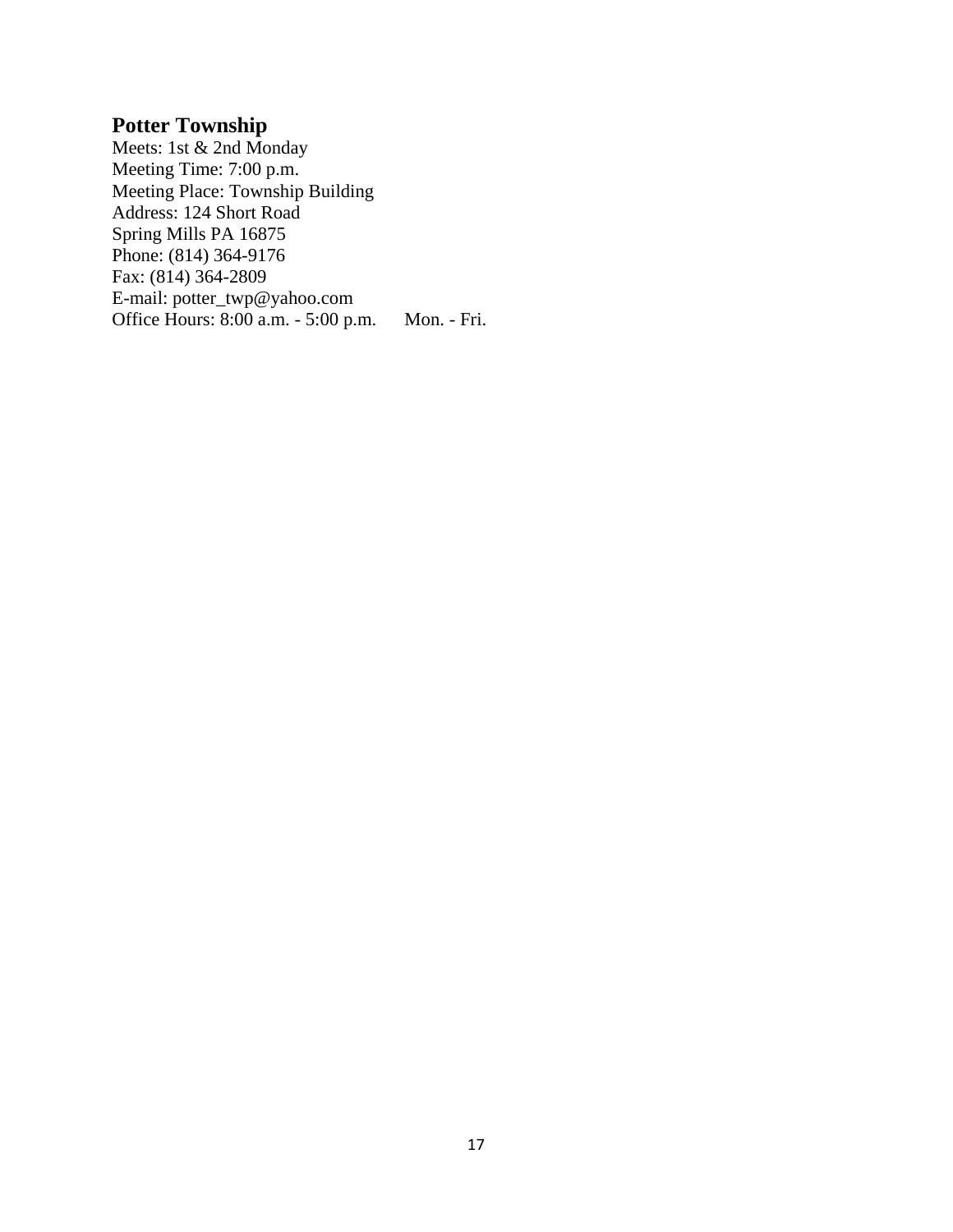## Potter Township

Meets: 1st & 2nd Monday
Meeting Time: 7:00 p.m.
Meeting Place: Township Building
Address: 124 Short Road
Spring Mills PA 16875
Phone: (814) 364-9176
Fax: (814) 364-2809
E-mail: potter_twp@yahoo.com
Office Hours: 8:00 a.m. - 5:00 p.m. Mon. - Fri.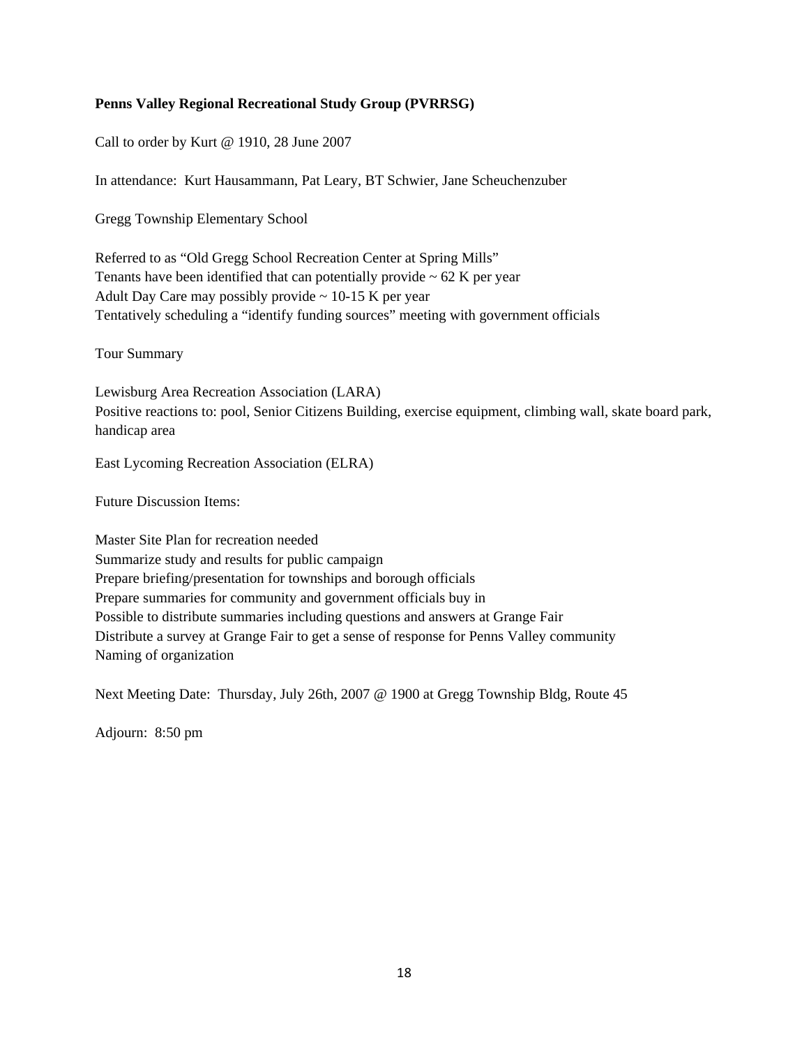**Penns Valley Regional Recreational Study Group (PVRRSG)**

Call to order by Kurt @ 1910, 28 June 2007

In attendance: Kurt Hausammann, Pat Leary, BT Schwier, Jane Scheuchenzuber

Gregg Township Elementary School

Referred to as "Old Gregg School Recreation Center at Spring Mills"
Tenants have been identified that can potentially provide ~ 62 K per year
Adult Day Care may possibly provide ~ 10-15 K per year
Tentatively scheduling a "identify funding sources" meeting with government officials

Tour Summary

Lewisburg Area Recreation Association (LARA)
Positive reactions to: pool, Senior Citizens Building, exercise equipment, climbing wall, skate board park, handicap area

East Lycoming Recreation Association (ELRA)

Future Discussion Items:

Master Site Plan for recreation needed
Summarize study and results for public campaign
Prepare briefing/presentation for townships and borough officials
Prepare summaries for community and government officials buy in
Possible to distribute summaries including questions and answers at Grange Fair
Distribute a survey at Grange Fair to get a sense of response for Penns Valley community
Naming of organization

Next Meeting Date: Thursday, July 26th, 2007 @ 1900 at Gregg Township Bldg, Route 45

Adjourn: 8:50 pm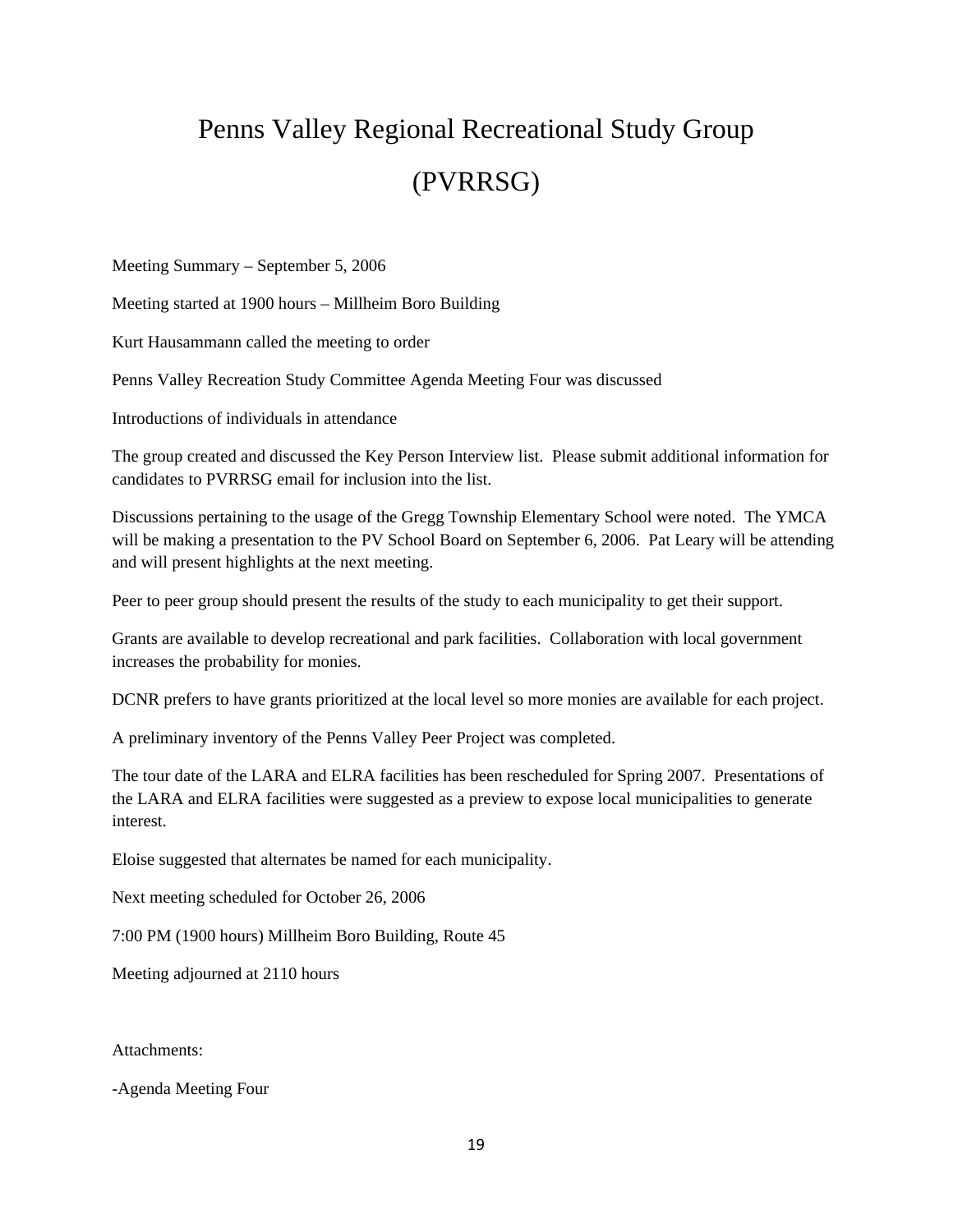# Penns Valley Regional Recreational Study Group

# (PVRRSG)

Meeting Summary – September 5, 2006

Meeting started at 1900 hours – Millheim Boro Building

Kurt Hausammann called the meeting to order

Penns Valley Recreation Study Committee Agenda Meeting Four was discussed

Introductions of individuals in attendance

The group created and discussed the Key Person Interview list. Please submit additional information for candidates to PVRRSG email for inclusion into the list.

Discussions pertaining to the usage of the Gregg Township Elementary School were noted. The YMCA will be making a presentation to the PV School Board on September 6, 2006. Pat Leary will be attending and will present highlights at the next meeting.

Peer to peer group should present the results of the study to each municipality to get their support.

Grants are available to develop recreational and park facilities. Collaboration with local government increases the probability for monies.

DCNR prefers to have grants prioritized at the local level so more monies are available for each project.

A preliminary inventory of the Penns Valley Peer Project was completed.

The tour date of the LARA and ELRA facilities has been rescheduled for Spring 2007. Presentations of the LARA and ELRA facilities were suggested as a preview to expose local municipalities to generate interest.

Eloise suggested that alternates be named for each municipality.

Next meeting scheduled for October 26, 2006

7:00 PM (1900 hours) Millheim Boro Building, Route 45

Meeting adjourned at 2110 hours

Attachments:

-Agenda Meeting Four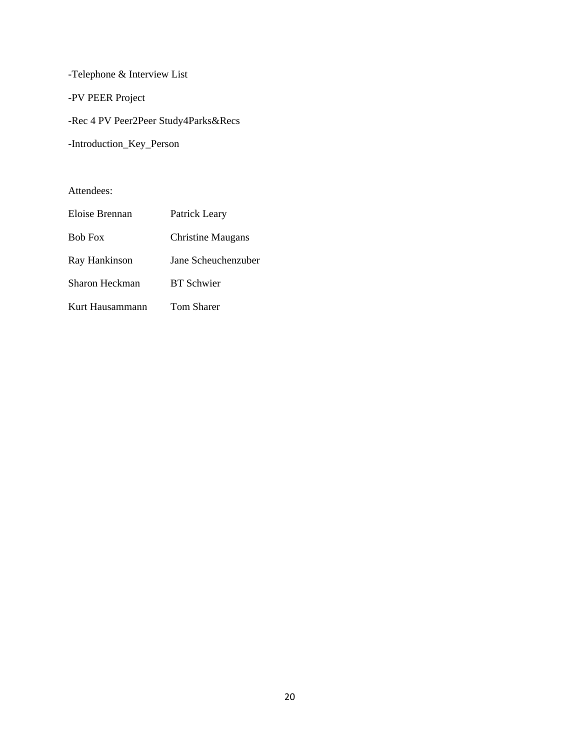-Telephone & Interview List

-PV PEER Project

-Rec 4 PV Peer2Peer Study4Parks&Recs

-Introduction_Key_Person

Attendees:

| | |
|---|---|
| Eloise Brennan | Patrick Leary |
| Bob Fox | Christine Maugans |
| Ray Hankinson | Jane Scheuchenzuber |
| Sharon Heckman | BT Schwier |
| Kurt Hausammann | Tom Sharer |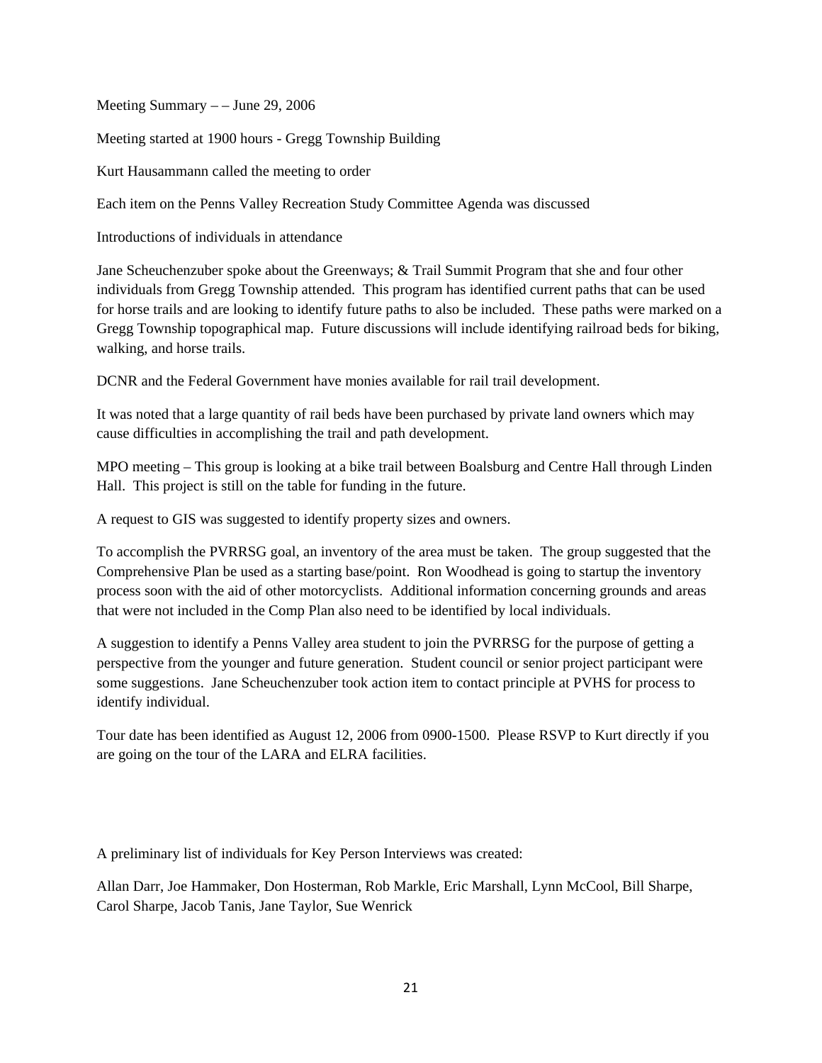Meeting Summary – – June 29, 2006

Meeting started at 1900 hours - Gregg Township Building

Kurt Hausammann called the meeting to order

Each item on the Penns Valley Recreation Study Committee Agenda was discussed

Introductions of individuals in attendance

Jane Scheuchenzuber spoke about the Greenways; & Trail Summit Program that she and four other individuals from Gregg Township attended. This program has identified current paths that can be used for horse trails and are looking to identify future paths to also be included. These paths were marked on a Gregg Township topographical map. Future discussions will include identifying railroad beds for biking, walking, and horse trails.

DCNR and the Federal Government have monies available for rail trail development.

It was noted that a large quantity of rail beds have been purchased by private land owners which may cause difficulties in accomplishing the trail and path development.

MPO meeting – This group is looking at a bike trail between Boalsburg and Centre Hall through Linden Hall. This project is still on the table for funding in the future.

A request to GIS was suggested to identify property sizes and owners.

To accomplish the PVRRSG goal, an inventory of the area must be taken. The group suggested that the Comprehensive Plan be used as a starting base/point. Ron Woodhead is going to startup the inventory process soon with the aid of other motorcyclists. Additional information concerning grounds and areas that were not included in the Comp Plan also need to be identified by local individuals.

A suggestion to identify a Penns Valley area student to join the PVRRSG for the purpose of getting a perspective from the younger and future generation. Student council or senior project participant were some suggestions. Jane Scheuchenzuber took action item to contact principle at PVHS for process to identify individual.

Tour date has been identified as August 12, 2006 from 0900-1500. Please RSVP to Kurt directly if you are going on the tour of the LARA and ELRA facilities.

A preliminary list of individuals for Key Person Interviews was created:

Allan Darr, Joe Hammaker, Don Hosterman, Rob Markle, Eric Marshall, Lynn McCool, Bill Sharpe, Carol Sharpe, Jacob Tanis, Jane Taylor, Sue Wenrick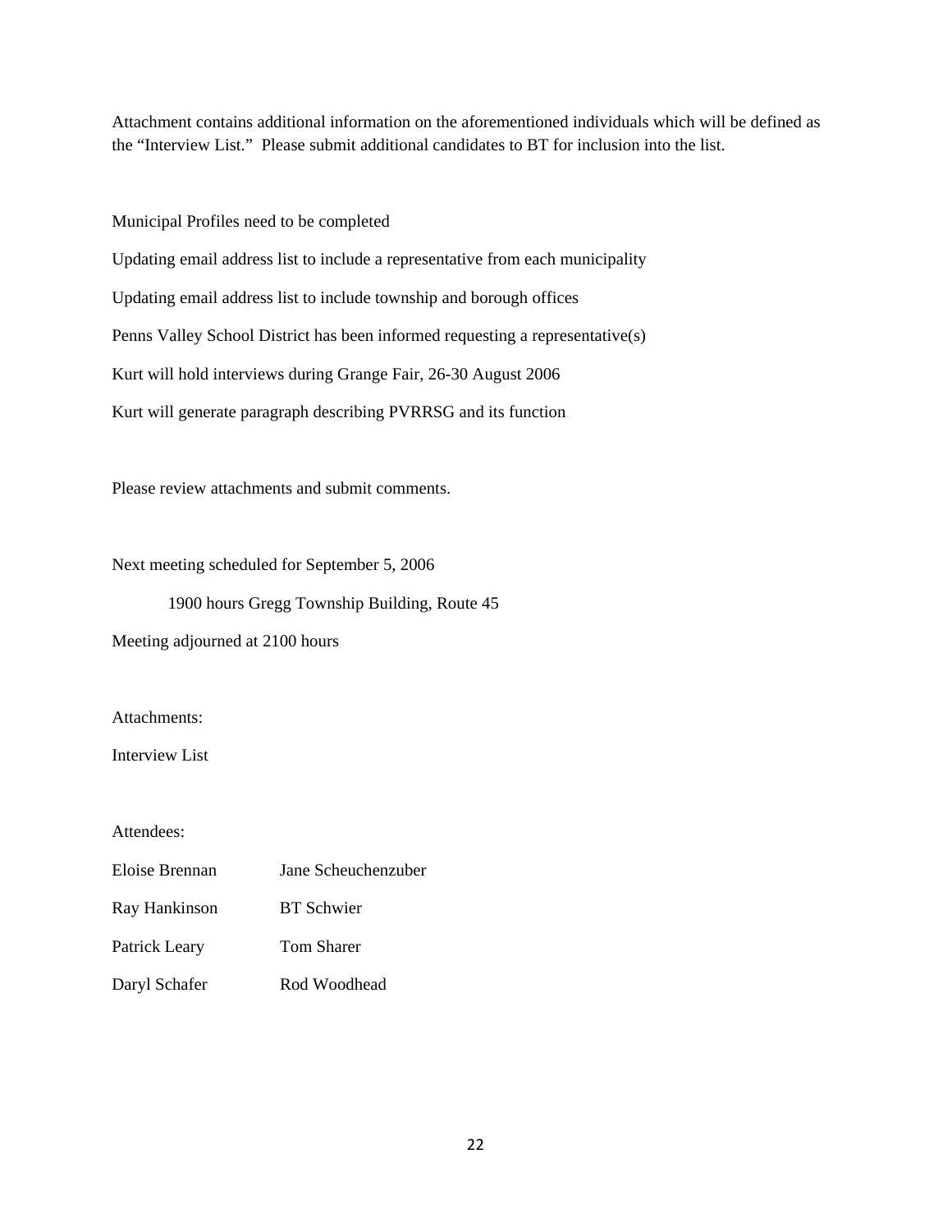Attachment contains additional information on the aforementioned individuals which will be defined as the "Interview List." Please submit additional candidates to BT for inclusion into the list.

Municipal Profiles need to be completed

Updating email address list to include a representative from each municipality

Updating email address list to include township and borough offices

Penns Valley School District has been informed requesting a representative(s)

Kurt will hold interviews during Grange Fair, 26-30 August 2006

Kurt will generate paragraph describing PVRRSG and its function

Please review attachments and submit comments.

Next meeting scheduled for September 5, 2006

1900 hours Gregg Township Building, Route 45

Meeting adjourned at 2100 hours

Attachments:

Interview List

Attendees:

| | |
|---|---|
| Eloise Brennan | Jane Scheuchenzuber |
| Ray Hankinson | BT Schwier |
| Patrick Leary | Tom Sharer |
| Daryl Schafer | Rod Woodhead |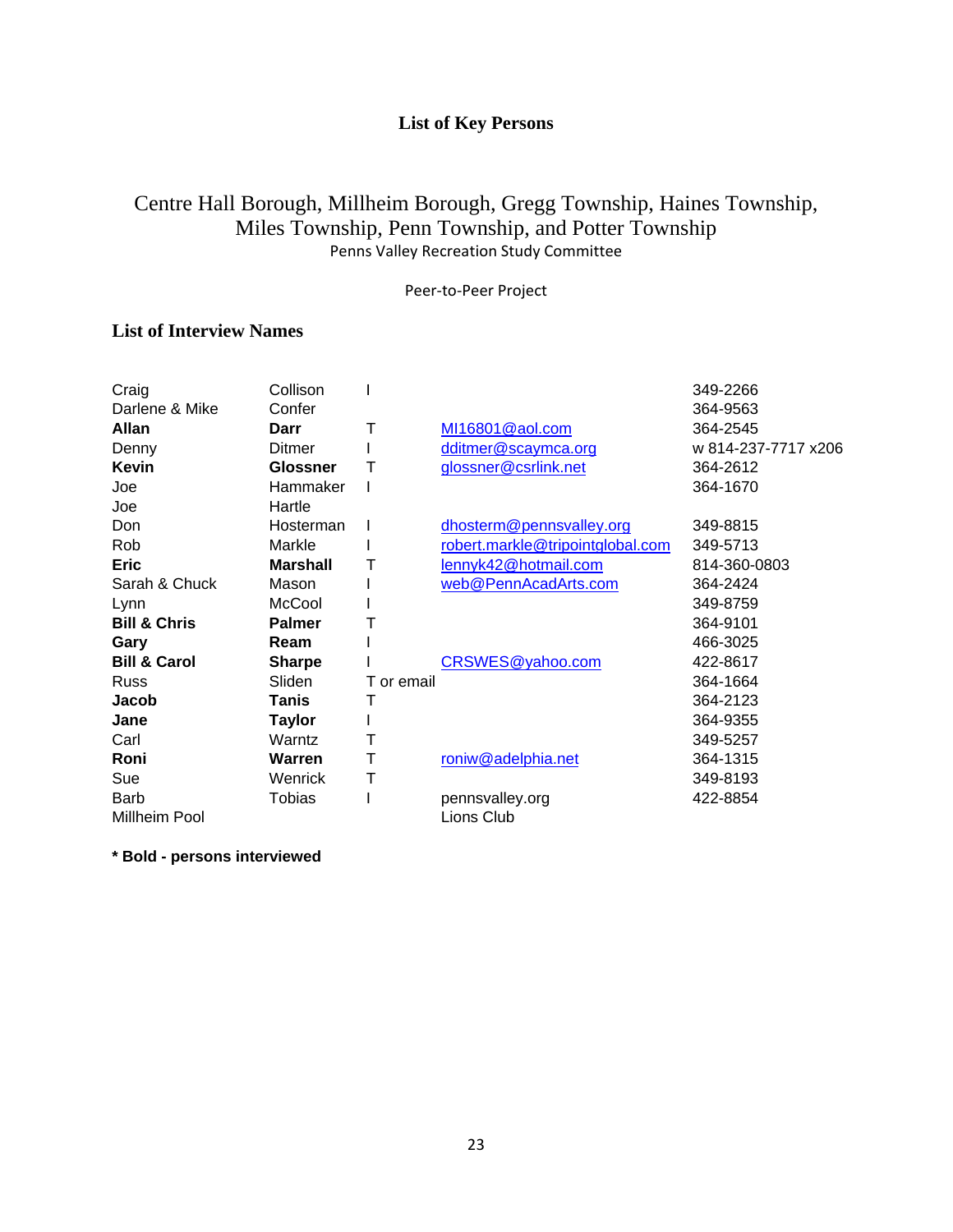# List of Key Persons

Centre Hall Borough, Millheim Borough, Gregg Township, Haines Township, Miles Township, Penn Township, and Potter Township

Penns Valley Recreation Study Committee

Peer-to-Peer Project

## List of Interview Names

| | | | | |
|---|---|---|---|---|
| Craig | Collison | I | | 349-2266 |
| Darlene & Mike | Confer | | | 364-9563 |
| **Allan** | **Darr** | T | MI16801@aol.com | 364-2545 |
| Denny | Ditmer | I | dditmer@scaymca.org | w 814-237-7717 x206 |
| **Kevin** | **Glossner** | T | glossner@csrlink.net | 364-2612 |
| Joe | Hammaker | I | | 364-1670 |
| Joe | Hartle | | | |
| Don | Hosterman | I | dhosterm@pennsvalley.org | 349-8815 |
| Rob | Markle | I | robert.markle@tripointglobal.com | 349-5713 |
| **Eric** | **Marshall** | T | lennyk42@hotmail.com | 814-360-0803 |
| Sarah & Chuck | Mason | I | web@PennAcadArts.com | 364-2424 |
| Lynn | McCool | I | | 349-8759 |
| **Bill & Chris** | **Palmer** | T | | 364-9101 |
| **Gary** | **Ream** | I | | 466-3025 |
| **Bill & Carol** | **Sharpe** | I | CRSWES@yahoo.com | 422-8617 |
| Russ | Sliden | T or email | | 364-1664 |
| **Jacob** | **Tanis** | T | | 364-2123 |
| **Jane** | **Taylor** | I | | 364-9355 |
| Carl | Warntz | T | | 349-5257 |
| **Roni** | **Warren** | T | roniw@adelphia.net | 364-1315 |
| Sue | Wenrick | T | | 349-8193 |
| Barb | Tobias | I | pennsvalley.org | 422-8854 |
| Millheim Pool | | | Lions Club | |

**\* Bold - persons interviewed**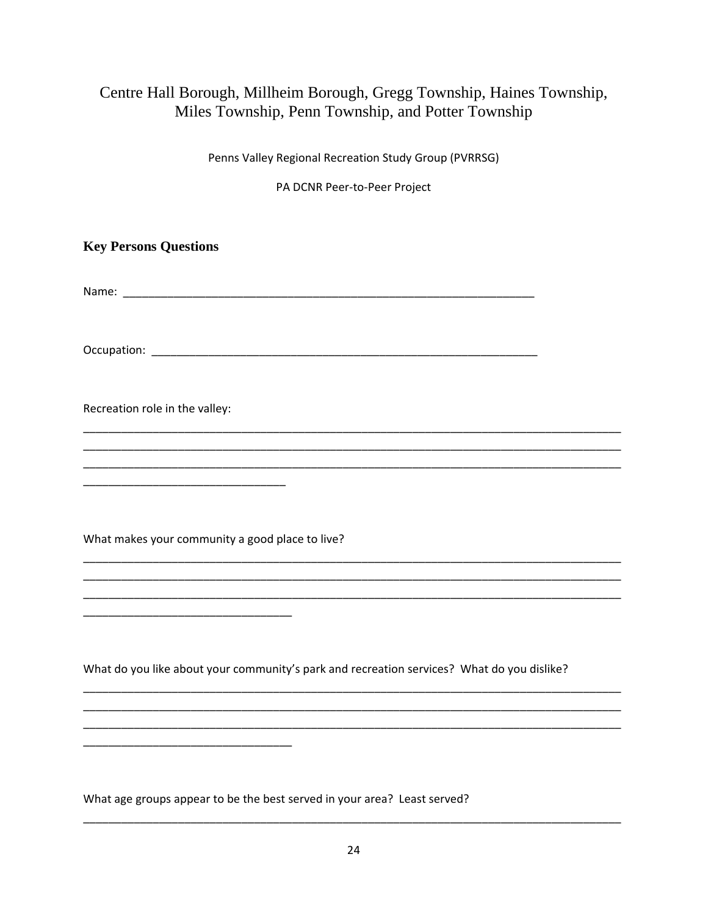# Centre Hall Borough, Millheim Borough, Gregg Township, Haines Township, Miles Township, Penn Township, and Potter Township

Penns Valley Regional Recreation Study Group (PVRRSG)

PA DCNR Peer-to-Peer Project

### Key Persons Questions

Name: ___________________________________________________________________

Occupation: _______________________________________________________________

Recreation role in the valley:

_____________________________________________________________________________________
_____________________________________________________________________________________
_____________________________________________________________________________________
________________________________

What makes your community a good place to live?

_____________________________________________________________________________________
_____________________________________________________________________________________
_____________________________________________________________________________________
________________________________

What do you like about your community's park and recreation services? What do you dislike?

_____________________________________________________________________________________
_____________________________________________________________________________________
_____________________________________________________________________________________
________________________________

What age groups appear to be the best served in your area? Least served?

_____________________________________________________________________________________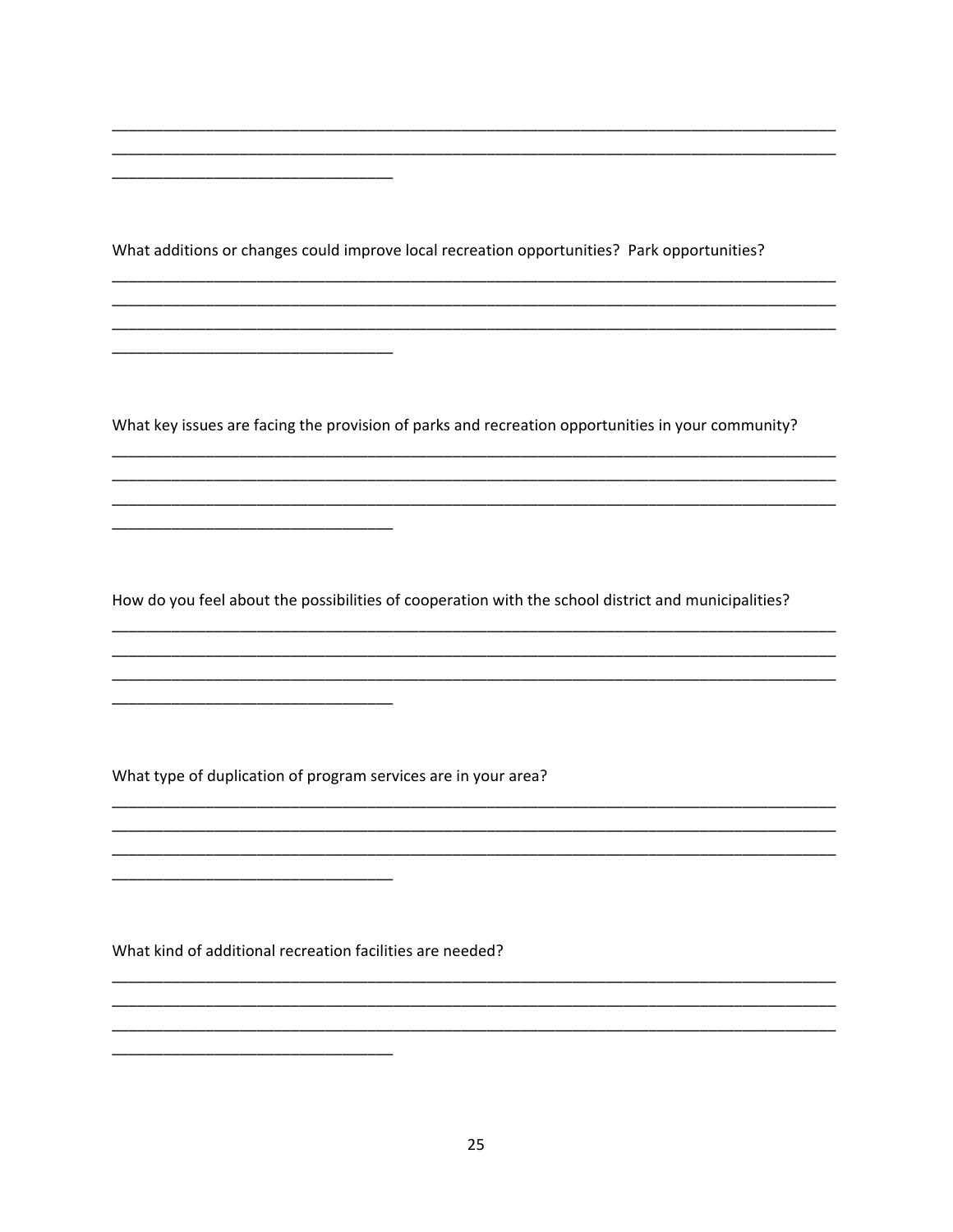What additions or changes could improve local recreation opportunities? Park opportunities?

What key issues are facing the provision of parks and recreation opportunities in your community?

How do you feel about the possibilities of cooperation with the school district and municipalities?

What type of duplication of program services are in your area?

What kind of additional recreation facilities are needed?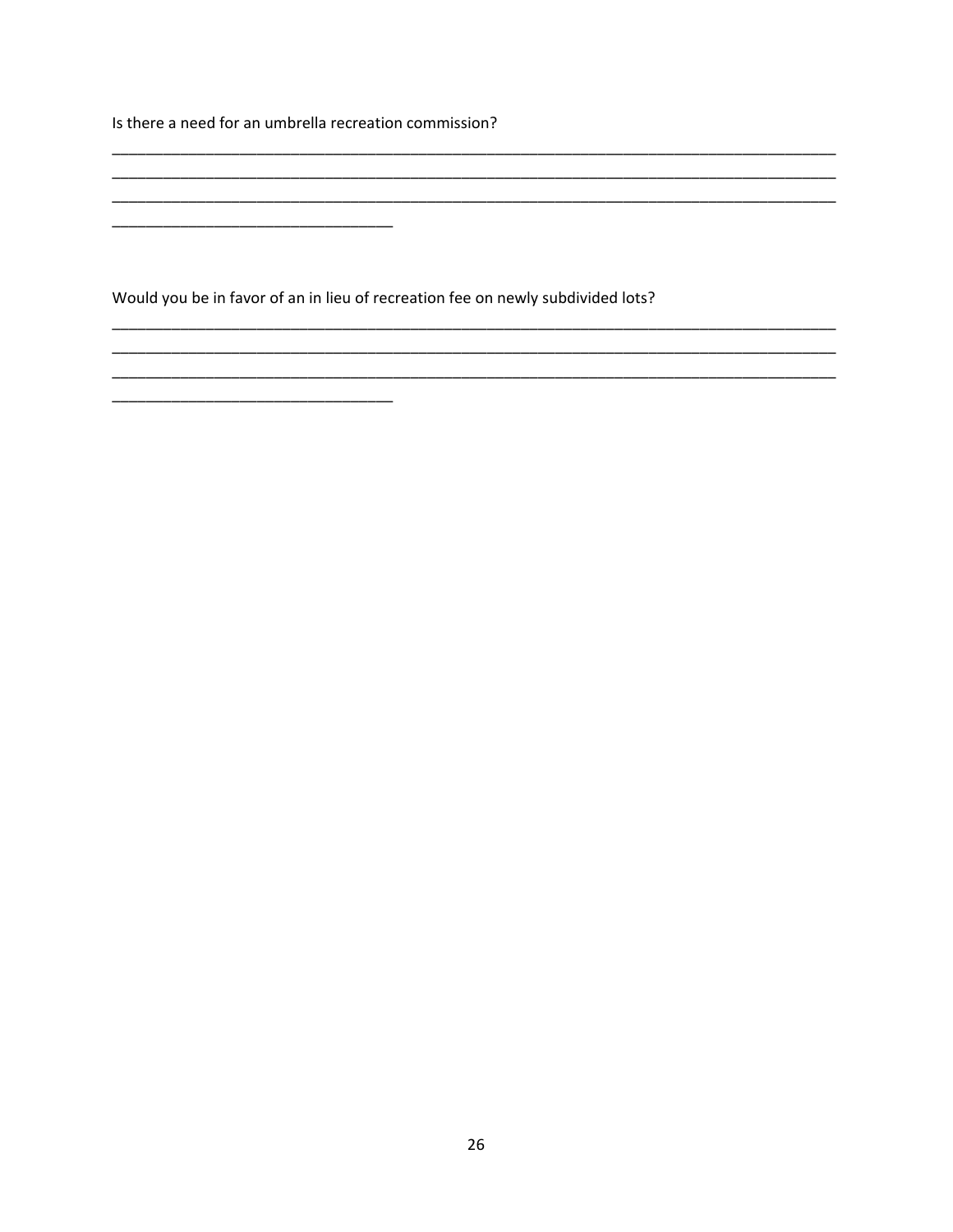Is there a need for an umbrella recreation commission?

______________________________________________________________________________________
______________________________________________________________________________________
______________________________________________________________________________________
________________________________

Would you be in favor of an in lieu of recreation fee on newly subdivided lots?

______________________________________________________________________________________
______________________________________________________________________________________
______________________________________________________________________________________
________________________________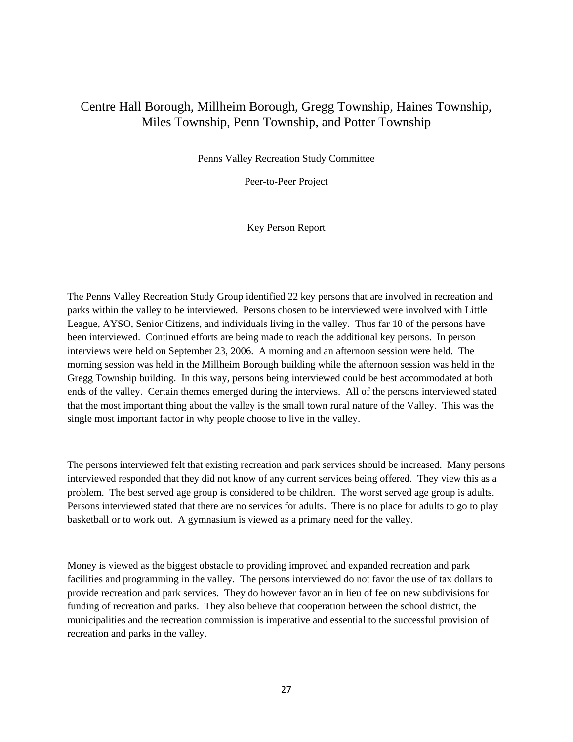# Centre Hall Borough, Millheim Borough, Gregg Township, Haines Township, Miles Township, Penn Township, and Potter Township

Penns Valley Recreation Study Committee

Peer-to-Peer Project

Key Person Report

The Penns Valley Recreation Study Group identified 22 key persons that are involved in recreation and parks within the valley to be interviewed. Persons chosen to be interviewed were involved with Little League, AYSO, Senior Citizens, and individuals living in the valley. Thus far 10 of the persons have been interviewed. Continued efforts are being made to reach the additional key persons. In person interviews were held on September 23, 2006. A morning and an afternoon session were held. The morning session was held in the Millheim Borough building while the afternoon session was held in the Gregg Township building. In this way, persons being interviewed could be best accommodated at both ends of the valley. Certain themes emerged during the interviews. All of the persons interviewed stated that the most important thing about the valley is the small town rural nature of the Valley. This was the single most important factor in why people choose to live in the valley.

The persons interviewed felt that existing recreation and park services should be increased. Many persons interviewed responded that they did not know of any current services being offered. They view this as a problem. The best served age group is considered to be children. The worst served age group is adults. Persons interviewed stated that there are no services for adults. There is no place for adults to go to play basketball or to work out. A gymnasium is viewed as a primary need for the valley.

Money is viewed as the biggest obstacle to providing improved and expanded recreation and park facilities and programming in the valley. The persons interviewed do not favor the use of tax dollars to provide recreation and park services. They do however favor an in lieu of fee on new subdivisions for funding of recreation and parks. They also believe that cooperation between the school district, the municipalities and the recreation commission is imperative and essential to the successful provision of recreation and parks in the valley.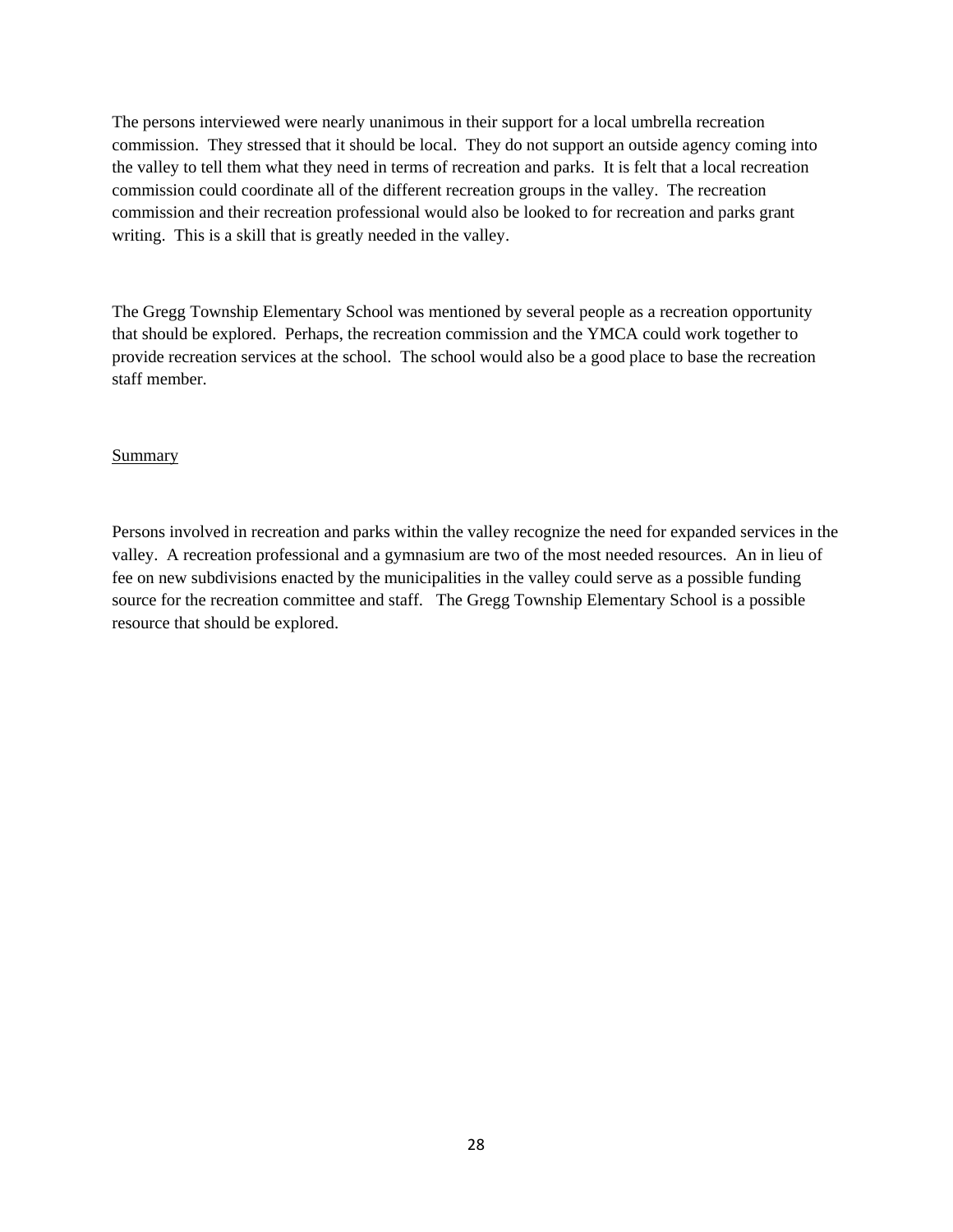The persons interviewed were nearly unanimous in their support for a local umbrella recreation commission. They stressed that it should be local. They do not support an outside agency coming into the valley to tell them what they need in terms of recreation and parks. It is felt that a local recreation commission could coordinate all of the different recreation groups in the valley. The recreation commission and their recreation professional would also be looked to for recreation and parks grant writing. This is a skill that is greatly needed in the valley.

The Gregg Township Elementary School was mentioned by several people as a recreation opportunity that should be explored. Perhaps, the recreation commission and the YMCA could work together to provide recreation services at the school. The school would also be a good place to base the recreation staff member.

<u>Summary</u>

Persons involved in recreation and parks within the valley recognize the need for expanded services in the valley. A recreation professional and a gymnasium are two of the most needed resources. An in lieu of fee on new subdivisions enacted by the municipalities in the valley could serve as a possible funding source for the recreation committee and staff. The Gregg Township Elementary School is a possible resource that should be explored.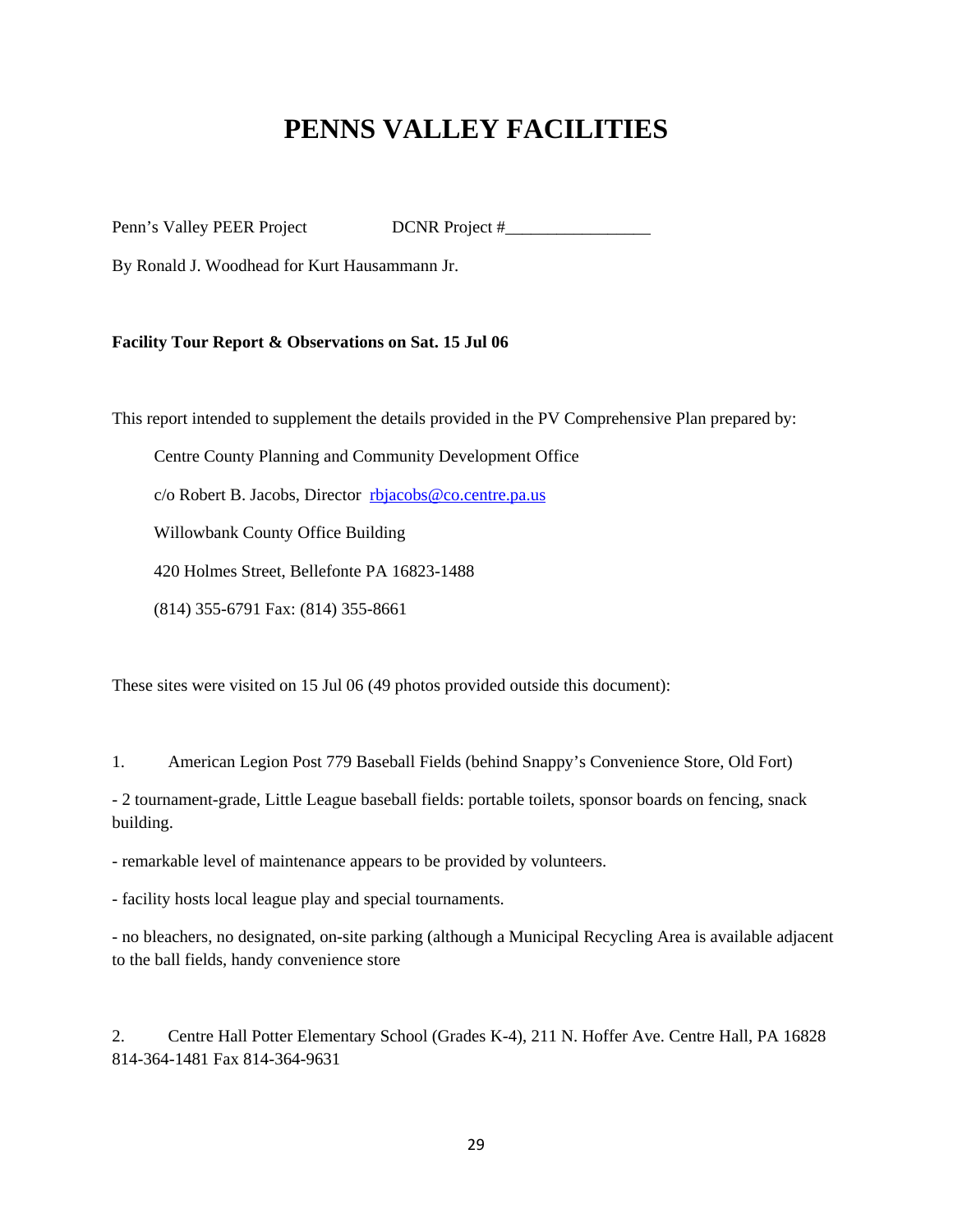# PENNS VALLEY FACILITIES

Penn's Valley PEER Project DCNR Project #_________________

By Ronald J. Woodhead for Kurt Hausammann Jr.

**Facility Tour Report & Observations on Sat. 15 Jul 06**

This report intended to supplement the details provided in the PV Comprehensive Plan prepared by:

Centre County Planning and Community Development Office

c/o Robert B. Jacobs, Director rbjacobs@co.centre.pa.us

Willowbank County Office Building

420 Holmes Street, Bellefonte PA 16823-1488

(814) 355-6791 Fax: (814) 355-8661

These sites were visited on 15 Jul 06 (49 photos provided outside this document):

1. American Legion Post 779 Baseball Fields (behind Snappy's Convenience Store, Old Fort)

- 2 tournament-grade, Little League baseball fields: portable toilets, sponsor boards on fencing, snack building.

- remarkable level of maintenance appears to be provided by volunteers.

- facility hosts local league play and special tournaments.

- no bleachers, no designated, on-site parking (although a Municipal Recycling Area is available adjacent to the ball fields, handy convenience store

2. Centre Hall Potter Elementary School (Grades K-4), 211 N. Hoffer Ave. Centre Hall, PA 16828 814-364-1481 Fax 814-364-9631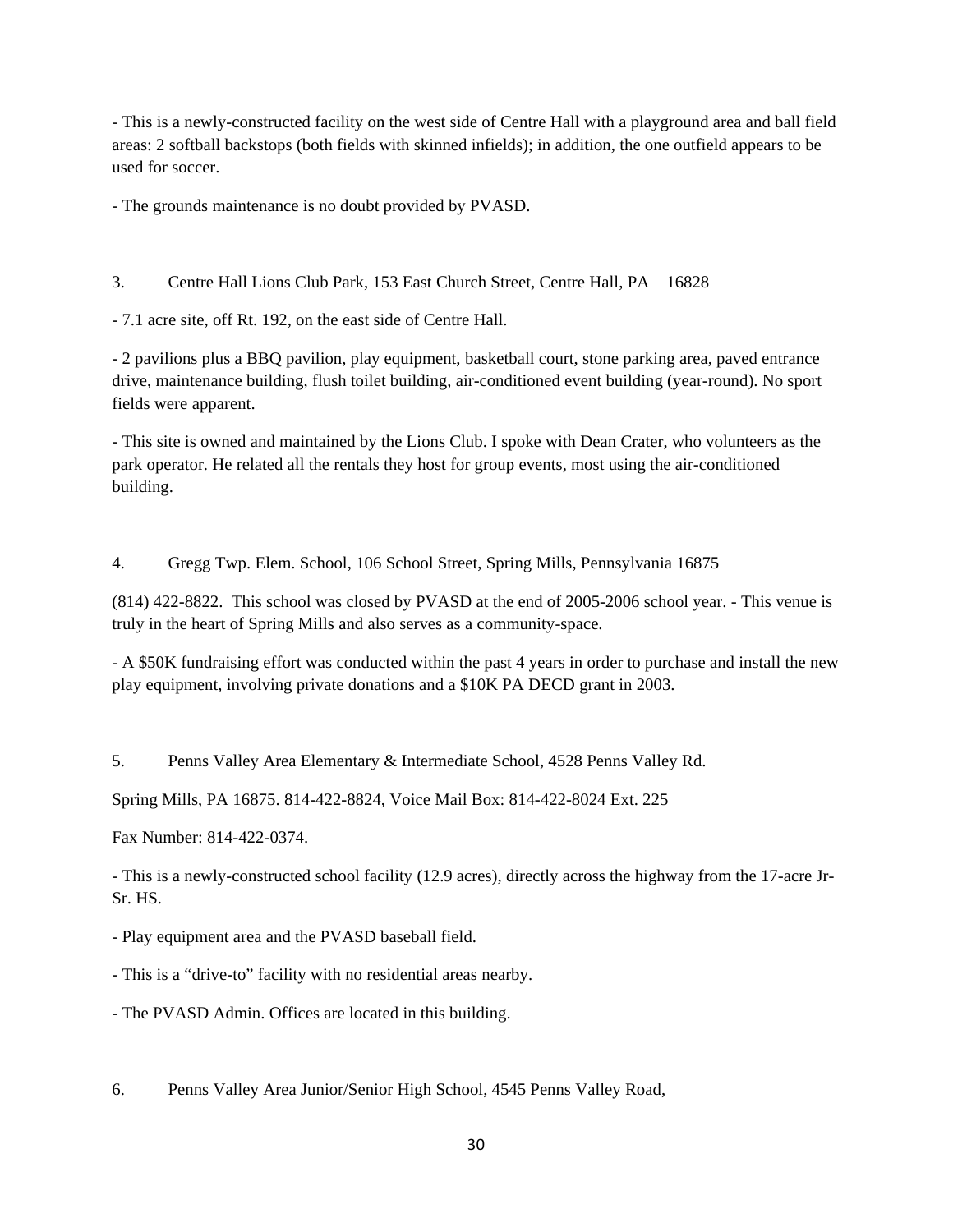- This is a newly-constructed facility on the west side of Centre Hall with a playground area and ball field areas: 2 softball backstops (both fields with skinned infields); in addition, the one outfield appears to be used for soccer.

- The grounds maintenance is no doubt provided by PVASD.

3. Centre Hall Lions Club Park, 153 East Church Street, Centre Hall, PA 16828

- 7.1 acre site, off Rt. 192, on the east side of Centre Hall.

- 2 pavilions plus a BBQ pavilion, play equipment, basketball court, stone parking area, paved entrance drive, maintenance building, flush toilet building, air-conditioned event building (year-round). No sport fields were apparent.

- This site is owned and maintained by the Lions Club. I spoke with Dean Crater, who volunteers as the park operator. He related all the rentals they host for group events, most using the air-conditioned building.

4. Gregg Twp. Elem. School, 106 School Street, Spring Mills, Pennsylvania 16875

(814) 422-8822. This school was closed by PVASD at the end of 2005-2006 school year. - This venue is truly in the heart of Spring Mills and also serves as a community-space.

- A $50K fundraising effort was conducted within the past 4 years in order to purchase and install the new play equipment, involving private donations and a $10K PA DECD grant in 2003.

5. Penns Valley Area Elementary & Intermediate School, 4528 Penns Valley Rd.

Spring Mills, PA 16875. 814-422-8824, Voice Mail Box: 814-422-8024 Ext. 225

Fax Number: 814-422-0374.

- This is a newly-constructed school facility (12.9 acres), directly across the highway from the 17-acre Jr-Sr. HS.

- Play equipment area and the PVASD baseball field.

- This is a "drive-to" facility with no residential areas nearby.

- The PVASD Admin. Offices are located in this building.

6. Penns Valley Area Junior/Senior High School, 4545 Penns Valley Road,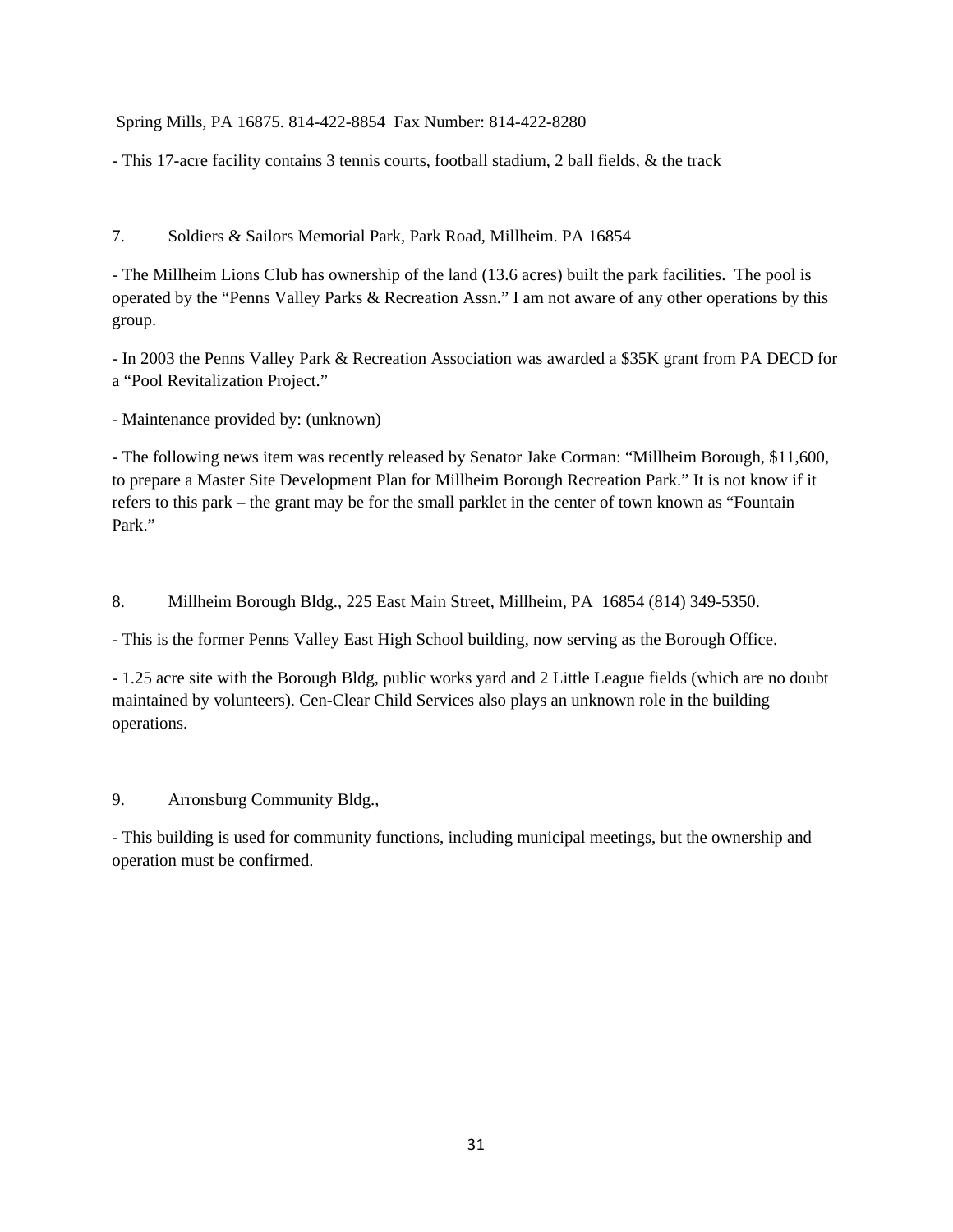Spring Mills, PA 16875. 814-422-8854 Fax Number: 814-422-8280

- This 17-acre facility contains 3 tennis courts, football stadium, 2 ball fields, & the track

7. Soldiers & Sailors Memorial Park, Park Road, Millheim. PA 16854

- The Millheim Lions Club has ownership of the land (13.6 acres) built the park facilities. The pool is operated by the "Penns Valley Parks & Recreation Assn." I am not aware of any other operations by this group.

- In 2003 the Penns Valley Park & Recreation Association was awarded a $35K grant from PA DECD for a "Pool Revitalization Project."

- Maintenance provided by: (unknown)

- The following news item was recently released by Senator Jake Corman: "Millheim Borough, $11,600, to prepare a Master Site Development Plan for Millheim Borough Recreation Park." It is not know if it refers to this park – the grant may be for the small parklet in the center of town known as "Fountain Park."

8. Millheim Borough Bldg., 225 East Main Street, Millheim, PA 16854 (814) 349-5350.

- This is the former Penns Valley East High School building, now serving as the Borough Office.

- 1.25 acre site with the Borough Bldg, public works yard and 2 Little League fields (which are no doubt maintained by volunteers). Cen-Clear Child Services also plays an unknown role in the building operations.

9. Arronsburg Community Bldg.,

- This building is used for community functions, including municipal meetings, but the ownership and operation must be confirmed.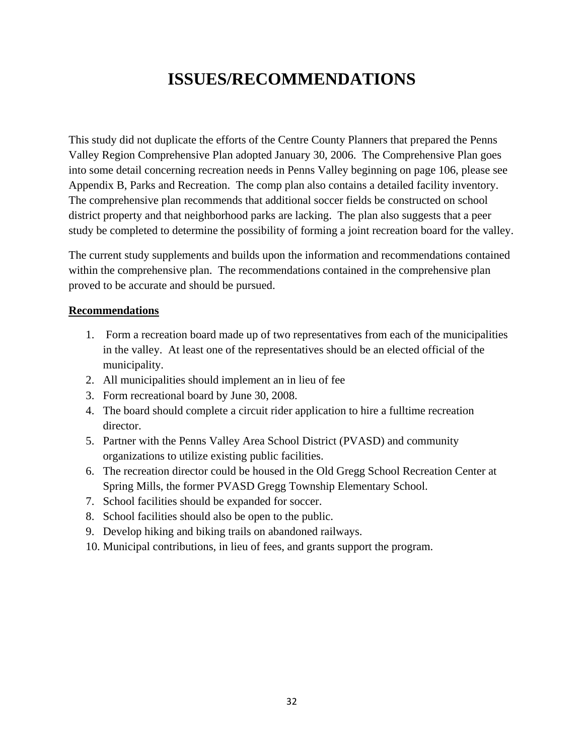# ISSUES/RECOMMENDATIONS

This study did not duplicate the efforts of the Centre County Planners that prepared the Penns Valley Region Comprehensive Plan adopted January 30, 2006. The Comprehensive Plan goes into some detail concerning recreation needs in Penns Valley beginning on page 106, please see Appendix B, Parks and Recreation. The comp plan also contains a detailed facility inventory. The comprehensive plan recommends that additional soccer fields be constructed on school district property and that neighborhood parks are lacking. The plan also suggests that a peer study be completed to determine the possibility of forming a joint recreation board for the valley.

The current study supplements and builds upon the information and recommendations contained within the comprehensive plan. The recommendations contained in the comprehensive plan proved to be accurate and should be pursued.

**Recommendations**

1. Form a recreation board made up of two representatives from each of the municipalities in the valley. At least one of the representatives should be an elected official of the municipality.
2. All municipalities should implement an in lieu of fee
3. Form recreational board by June 30, 2008.
4. The board should complete a circuit rider application to hire a fulltime recreation director.
5. Partner with the Penns Valley Area School District (PVASD) and community organizations to utilize existing public facilities.
6. The recreation director could be housed in the Old Gregg School Recreation Center at Spring Mills, the former PVASD Gregg Township Elementary School.
7. School facilities should be expanded for soccer.
8. School facilities should also be open to the public.
9. Develop hiking and biking trails on abandoned railways.
10. Municipal contributions, in lieu of fees, and grants support the program.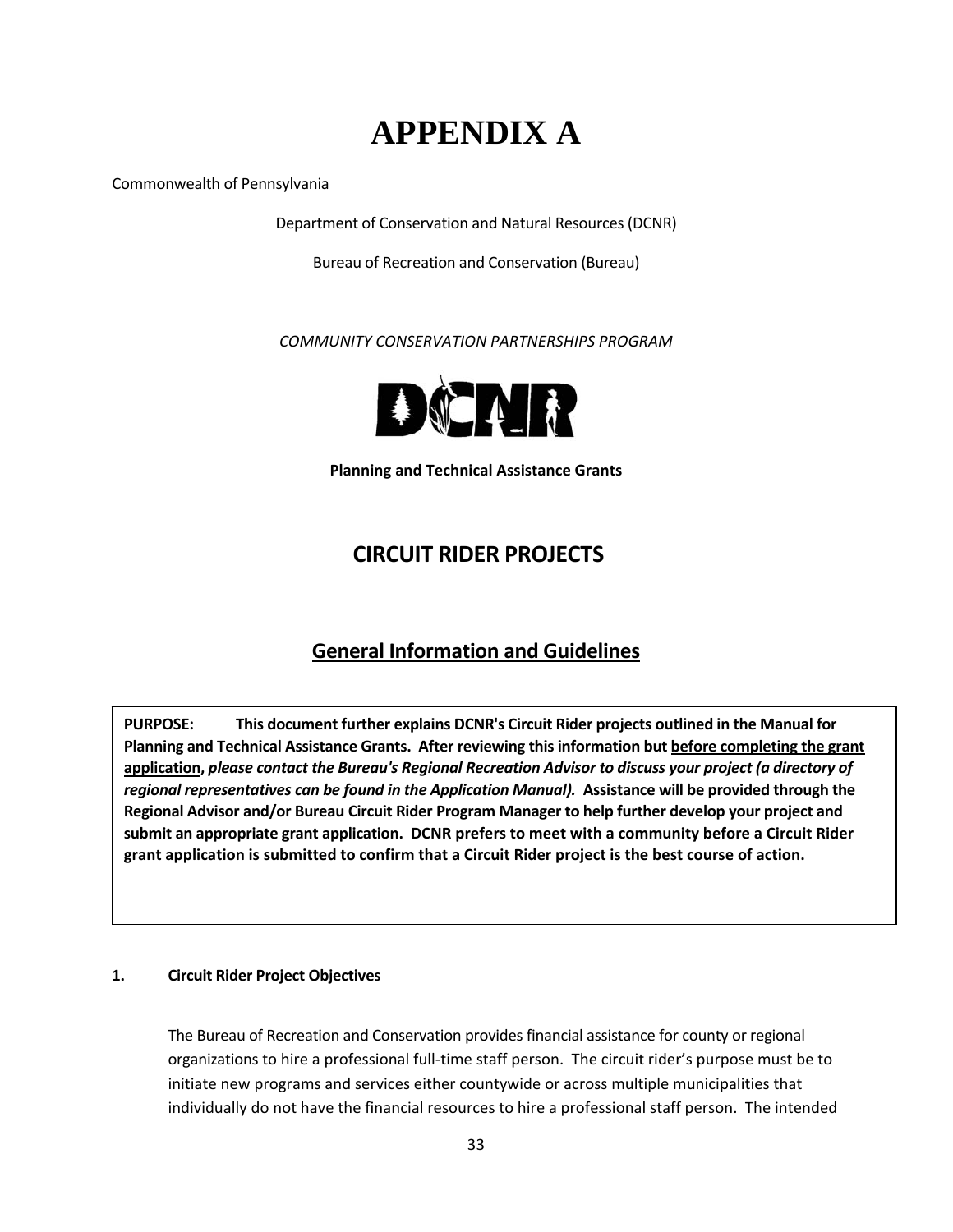# APPENDIX A

Commonwealth of Pennsylvania

Department of Conservation and Natural Resources (DCNR)

Bureau of Recreation and Conservation (Bureau)

*COMMUNITY CONSERVATION PARTNERSHIPS PROGRAM*

**Planning and Technical Assistance Grants**

## CIRCUIT RIDER PROJECTS

## General Information and Guidelines

**PURPOSE: This document further explains DCNR's Circuit Rider projects outlined in the Manual for Planning and Technical Assistance Grants. After reviewing this information but before completing the grant application, *please contact the Bureau's Regional Recreation Advisor to discuss your project (a directory of regional representatives can be found in the Application Manual).* Assistance will be provided through the Regional Advisor and/or Bureau Circuit Rider Program Manager to help further develop your project and submit an appropriate grant application. DCNR prefers to meet with a community before a Circuit Rider grant application is submitted to confirm that a Circuit Rider project is the best course of action.**

**1. Circuit Rider Project Objectives**

The Bureau of Recreation and Conservation provides financial assistance for county or regional organizations to hire a professional full-time staff person. The circuit rider's purpose must be to initiate new programs and services either countywide or across multiple municipalities that individually do not have the financial resources to hire a professional staff person. The intended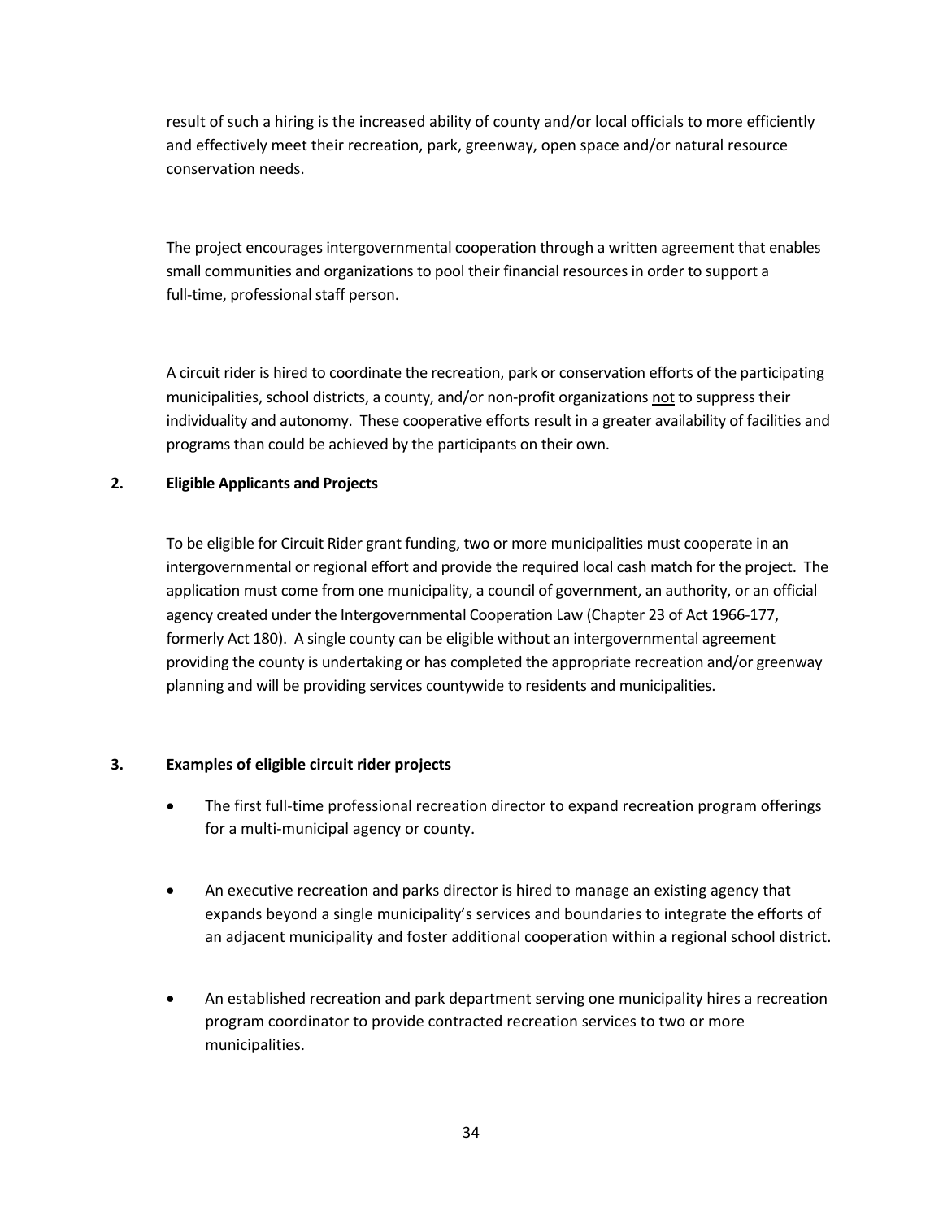result of such a hiring is the increased ability of county and/or local officials to more efficiently and effectively meet their recreation, park, greenway, open space and/or natural resource conservation needs.

The project encourages intergovernmental cooperation through a written agreement that enables small communities and organizations to pool their financial resources in order to support a full-time, professional staff person.

A circuit rider is hired to coordinate the recreation, park or conservation efforts of the participating municipalities, school districts, a county, and/or non-profit organizations <u>not</u> to suppress their individuality and autonomy. These cooperative efforts result in a greater availability of facilities and programs than could be achieved by the participants on their own.

**2. Eligible Applicants and Projects**

To be eligible for Circuit Rider grant funding, two or more municipalities must cooperate in an intergovernmental or regional effort and provide the required local cash match for the project. The application must come from one municipality, a council of government, an authority, or an official agency created under the Intergovernmental Cooperation Law (Chapter 23 of Act 1966-177, formerly Act 180). A single county can be eligible without an intergovernmental agreement providing the county is undertaking or has completed the appropriate recreation and/or greenway planning and will be providing services countywide to residents and municipalities.

**3. Examples of eligible circuit rider projects**

- The first full-time professional recreation director to expand recreation program offerings for a multi-municipal agency or county.
- An executive recreation and parks director is hired to manage an existing agency that expands beyond a single municipality's services and boundaries to integrate the efforts of an adjacent municipality and foster additional cooperation within a regional school district.
- An established recreation and park department serving one municipality hires a recreation program coordinator to provide contracted recreation services to two or more municipalities.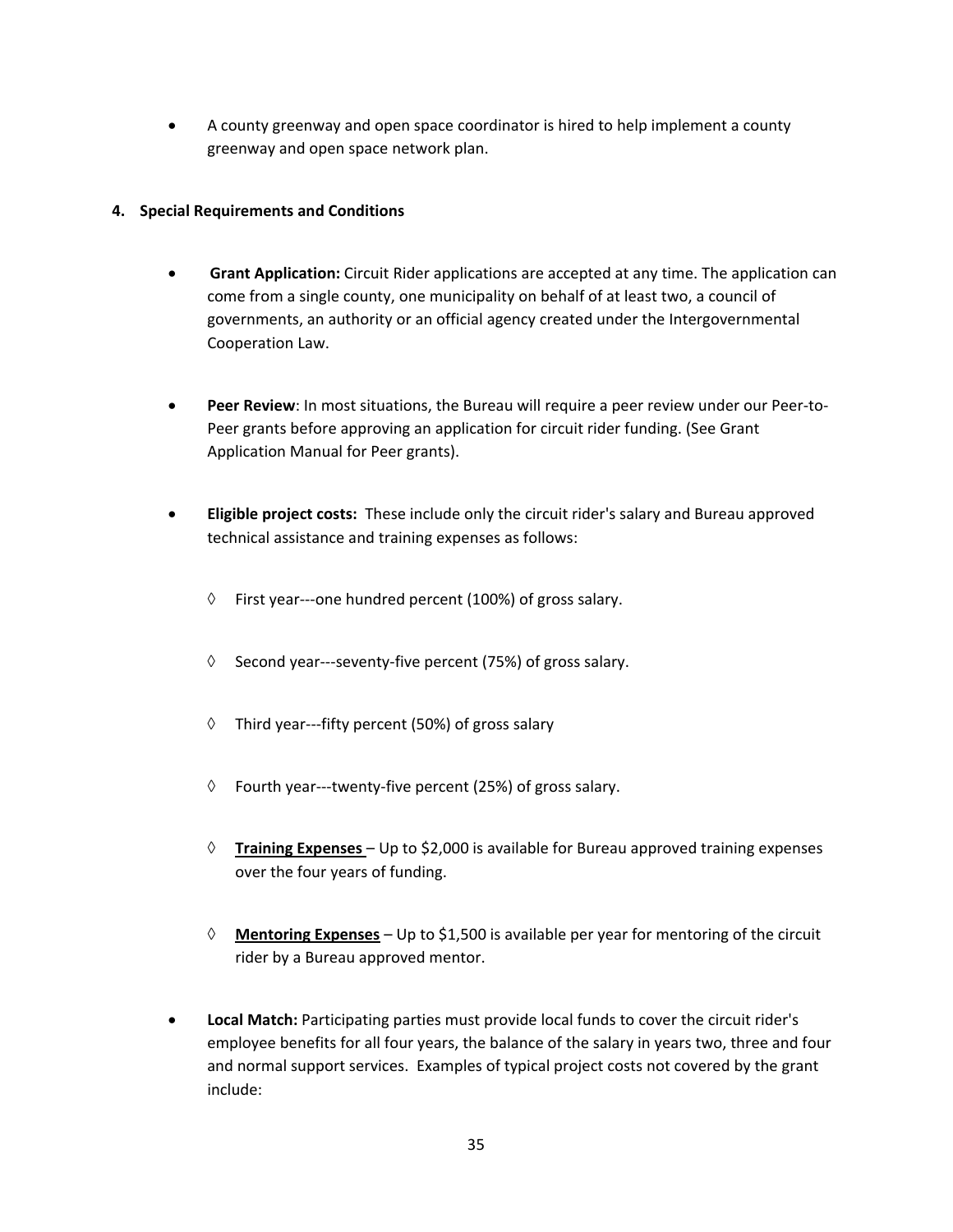- A county greenway and open space coordinator is hired to help implement a county greenway and open space network plan.

**4. Special Requirements and Conditions**

- **Grant Application:** Circuit Rider applications are accepted at any time. The application can come from a single county, one municipality on behalf of at least two, a council of governments, an authority or an official agency created under the Intergovernmental Cooperation Law.

- **Peer Review**: In most situations, the Bureau will require a peer review under our Peer-to-Peer grants before approving an application for circuit rider funding. (See Grant Application Manual for Peer grants).

- **Eligible project costs:** These include only the circuit rider's salary and Bureau approved technical assistance and training expenses as follows:

  - First year---one hundred percent (100%) of gross salary.

  - Second year---seventy-five percent (75%) of gross salary.

  - Third year---fifty percent (50%) of gross salary

  - Fourth year---twenty-five percent (25%) of gross salary.

  - **Training Expenses** – Up to $2,000 is available for Bureau approved training expenses over the four years of funding.

  - **Mentoring Expenses** – Up to $1,500 is available per year for mentoring of the circuit rider by a Bureau approved mentor.

- **Local Match:** Participating parties must provide local funds to cover the circuit rider's employee benefits for all four years, the balance of the salary in years two, three and four and normal support services. Examples of typical project costs not covered by the grant include: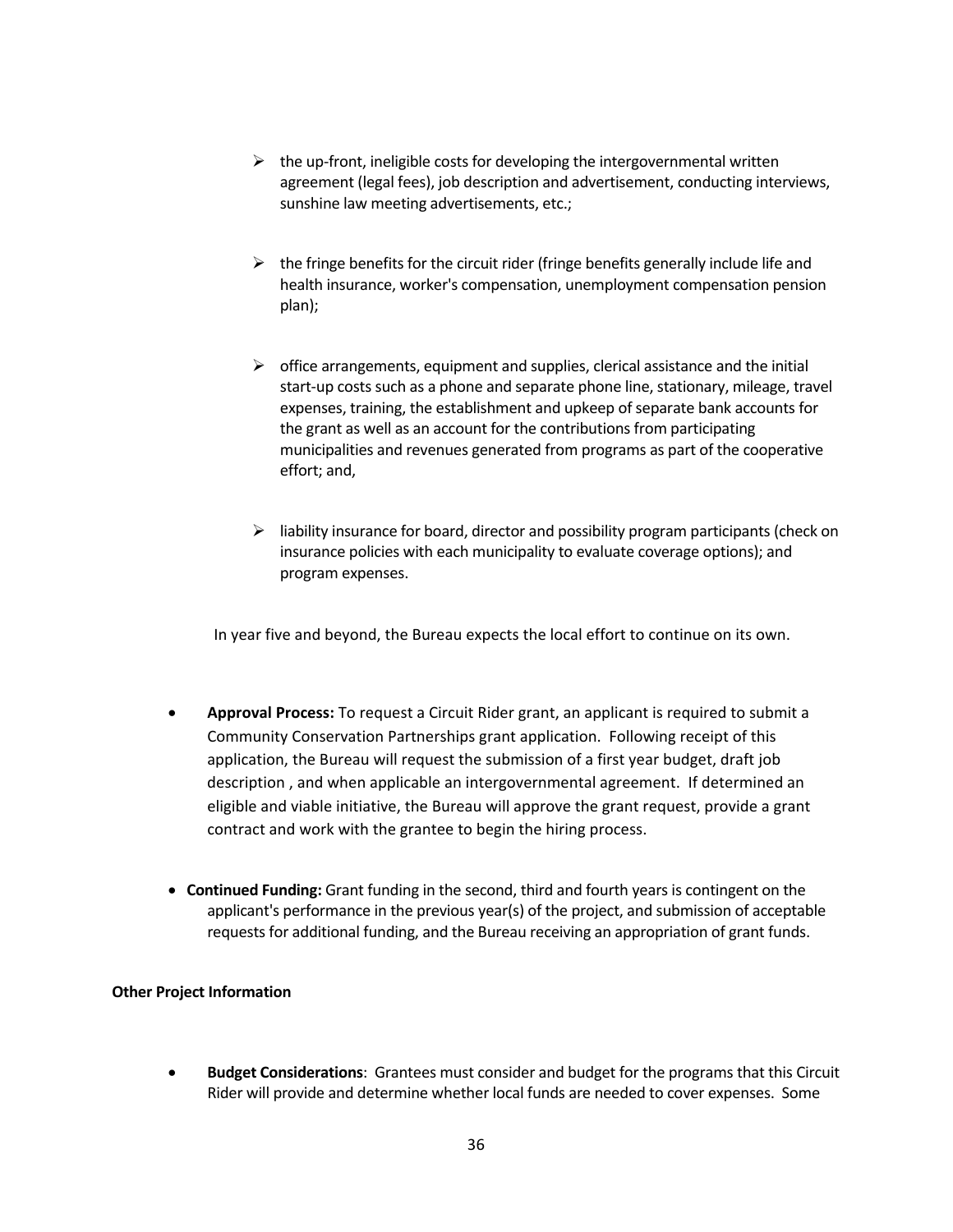- the up-front, ineligible costs for developing the intergovernmental written agreement (legal fees), job description and advertisement, conducting interviews, sunshine law meeting advertisements, etc.;

- the fringe benefits for the circuit rider (fringe benefits generally include life and health insurance, worker's compensation, unemployment compensation pension plan);

- office arrangements, equipment and supplies, clerical assistance and the initial start-up costs such as a phone and separate phone line, stationary, mileage, travel expenses, training, the establishment and upkeep of separate bank accounts for the grant as well as an account for the contributions from participating municipalities and revenues generated from programs as part of the cooperative effort; and,

- liability insurance for board, director and possibility program participants (check on insurance policies with each municipality to evaluate coverage options); and program expenses.

In year five and beyond, the Bureau expects the local effort to continue on its own.

- **Approval Process:** To request a Circuit Rider grant, an applicant is required to submit a Community Conservation Partnerships grant application. Following receipt of this application, the Bureau will request the submission of a first year budget, draft job description , and when applicable an intergovernmental agreement. If determined an eligible and viable initiative, the Bureau will approve the grant request, provide a grant contract and work with the grantee to begin the hiring process.

- **Continued Funding:** Grant funding in the second, third and fourth years is contingent on the applicant's performance in the previous year(s) of the project, and submission of acceptable requests for additional funding, and the Bureau receiving an appropriation of grant funds.

**Other Project Information**

- **Budget Considerations**: Grantees must consider and budget for the programs that this Circuit Rider will provide and determine whether local funds are needed to cover expenses. Some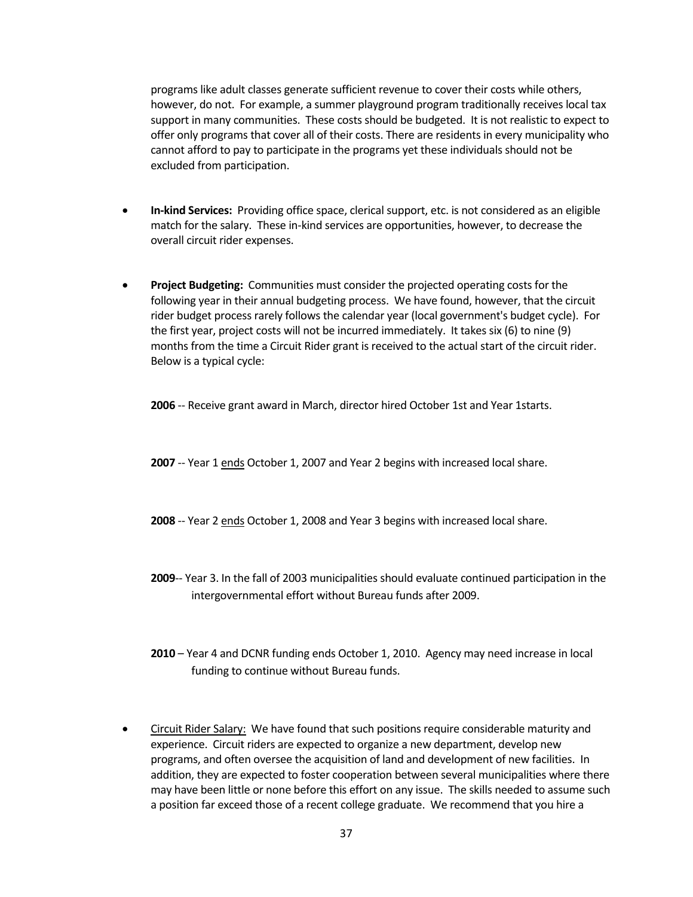programs like adult classes generate sufficient revenue to cover their costs while others, however, do not. For example, a summer playground program traditionally receives local tax support in many communities. These costs should be budgeted. It is not realistic to expect to offer only programs that cover all of their costs. There are residents in every municipality who cannot afford to pay to participate in the programs yet these individuals should not be excluded from participation.

- **In-kind Services:** Providing office space, clerical support, etc. is not considered as an eligible match for the salary. These in-kind services are opportunities, however, to decrease the overall circuit rider expenses.

- **Project Budgeting:** Communities must consider the projected operating costs for the following year in their annual budgeting process. We have found, however, that the circuit rider budget process rarely follows the calendar year (local government's budget cycle). For the first year, project costs will not be incurred immediately. It takes six (6) to nine (9) months from the time a Circuit Rider grant is received to the actual start of the circuit rider. Below is a typical cycle:

  **2006** -- Receive grant award in March, director hired October 1st and Year 1starts.

  **2007** -- Year 1 ends October 1, 2007 and Year 2 begins with increased local share.

  **2008** -- Year 2 ends October 1, 2008 and Year 3 begins with increased local share.

  **2009**-- Year 3. In the fall of 2003 municipalities should evaluate continued participation in the intergovernmental effort without Bureau funds after 2009.

  **2010** – Year 4 and DCNR funding ends October 1, 2010. Agency may need increase in local funding to continue without Bureau funds.

- Circuit Rider Salary: We have found that such positions require considerable maturity and experience. Circuit riders are expected to organize a new department, develop new programs, and often oversee the acquisition of land and development of new facilities. In addition, they are expected to foster cooperation between several municipalities where there may have been little or none before this effort on any issue. The skills needed to assume such a position far exceed those of a recent college graduate. We recommend that you hire a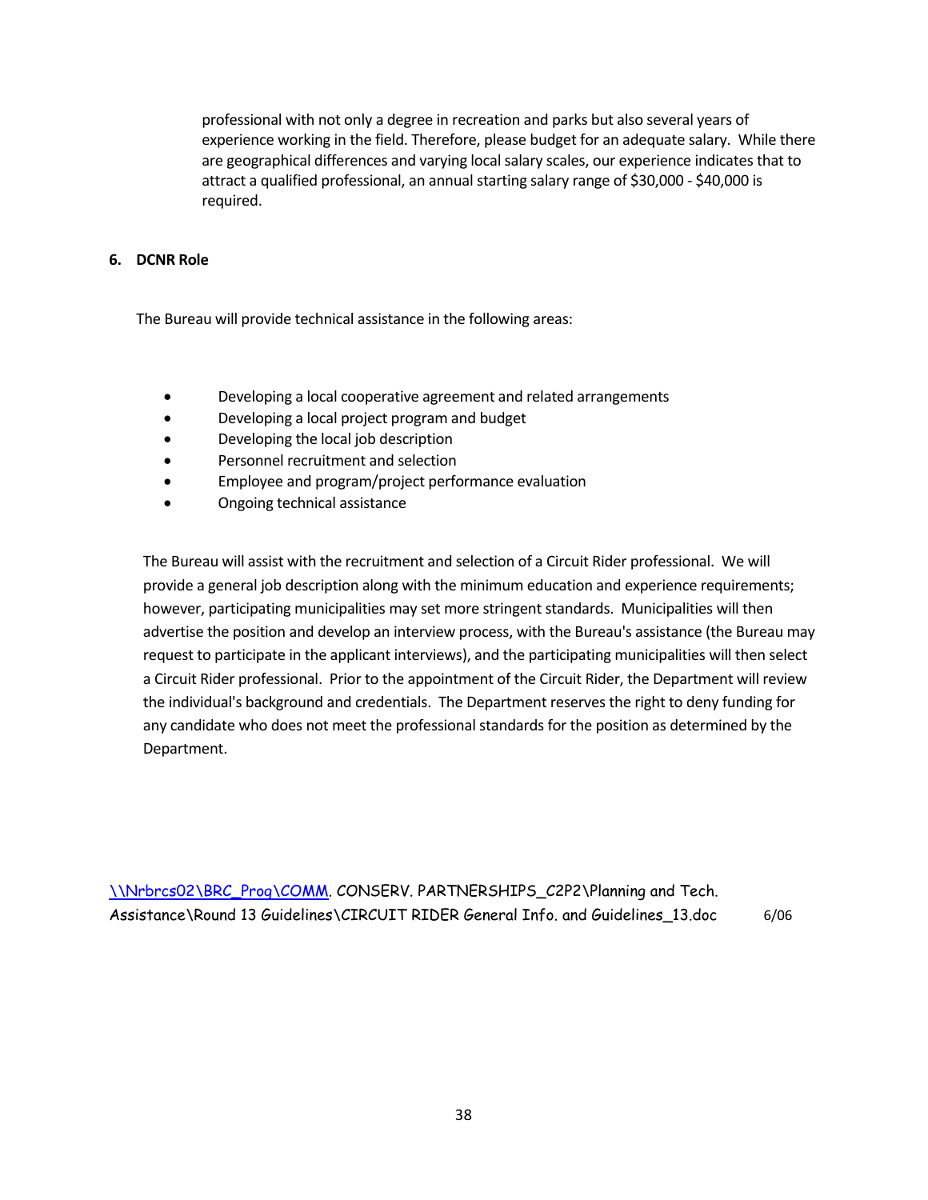professional with not only a degree in recreation and parks but also several years of experience working in the field. Therefore, please budget for an adequate salary. While there are geographical differences and varying local salary scales, our experience indicates that to attract a qualified professional, an annual starting salary range of $30,000 - $40,000 is required.

**6. DCNR Role**

The Bureau will provide technical assistance in the following areas:

- Developing a local cooperative agreement and related arrangements
- Developing a local project program and budget
- Developing the local job description
- Personnel recruitment and selection
- Employee and program/project performance evaluation
- Ongoing technical assistance

The Bureau will assist with the recruitment and selection of a Circuit Rider professional. We will provide a general job description along with the minimum education and experience requirements; however, participating municipalities may set more stringent standards. Municipalities will then advertise the position and develop an interview process, with the Bureau's assistance (the Bureau may request to participate in the applicant interviews), and the participating municipalities will then select a Circuit Rider professional. Prior to the appointment of the Circuit Rider, the Department will review the individual's background and credentials. The Department reserves the right to deny funding for any candidate who does not meet the professional standards for the position as determined by the Department.

\\Nrbrcs02\BRC_Prog\COMM. CONSERV. PARTNERSHIPS_C2P2\Planning and Tech. Assistance\Round 13 Guidelines\CIRCUIT RIDER General Info. and Guidelines_13.doc 6/06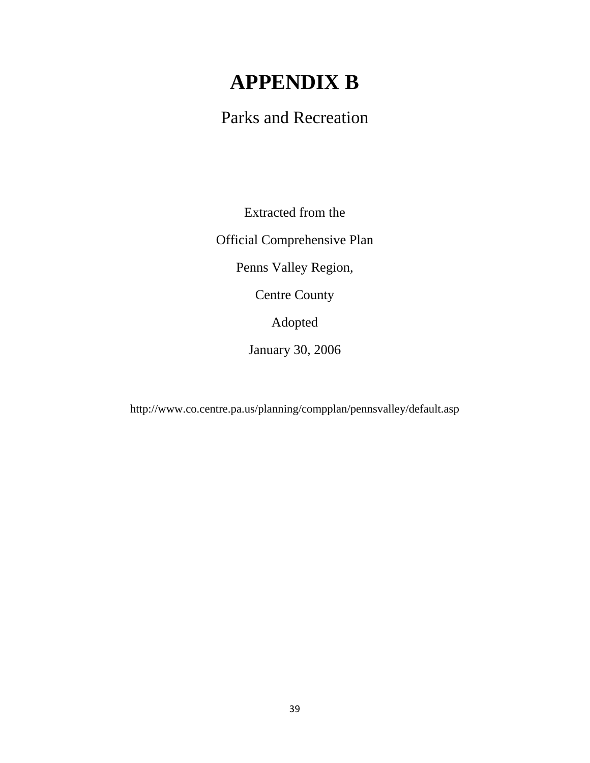# APPENDIX B

## Parks and Recreation

Extracted from the

Official Comprehensive Plan

Penns Valley Region,

Centre County

Adopted

January 30, 2006

http://www.co.centre.pa.us/planning/compplan/pennsvalley/default.asp